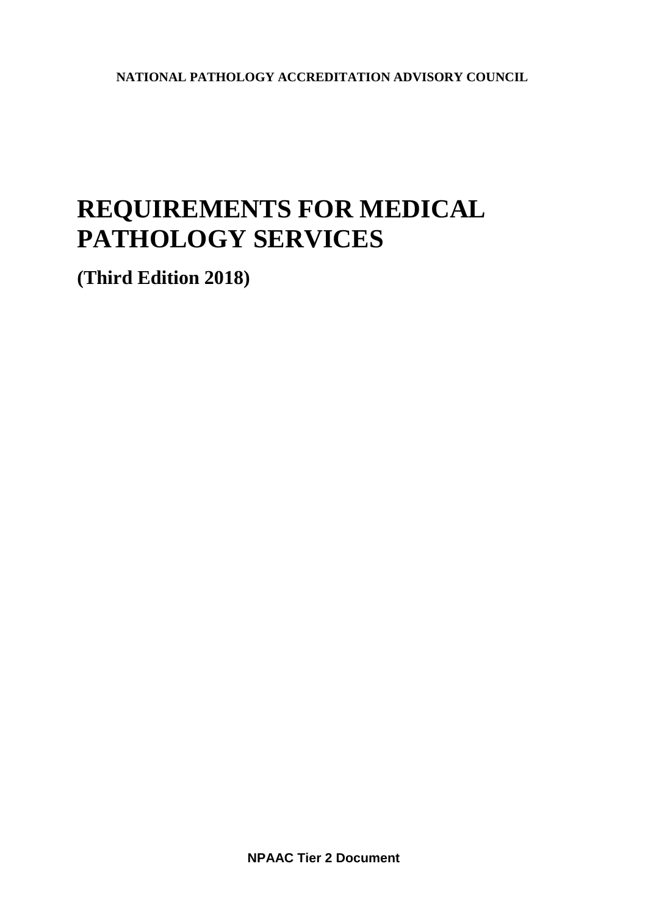NATIONAL PATHOLOGY ACCREDITATION ADVISORY COUNCIL

# REQUIREMENTS FOR MEDICAL PATHOLOGY SERVICES

**(Third Edition 2018)**

**NPAAC Tier 2 Document**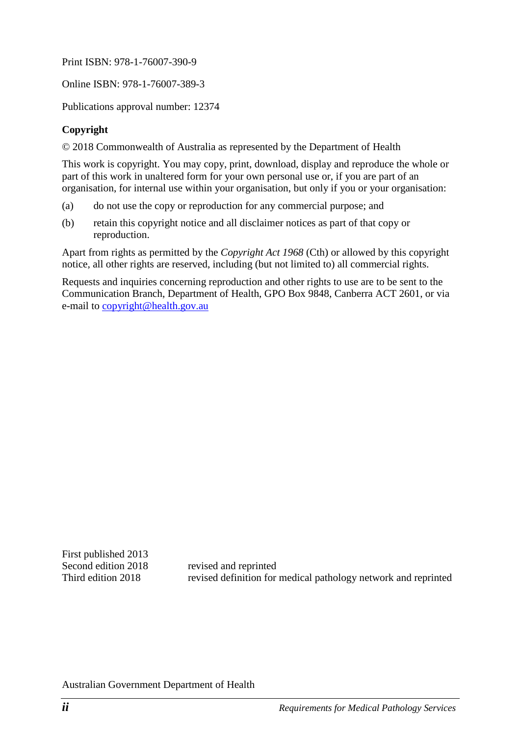Print ISBN: 978-1-76007-390-9

Online ISBN: 978-1-76007-389-3

Publications approval number: 12374

**Copyright**

© 2018 Commonwealth of Australia as represented by the Department of Health

This work is copyright. You may copy, print, download, display and reproduce the whole or part of this work in unaltered form for your own personal use or, if you are part of an organisation, for internal use within your organisation, but only if you or your organisation:

(a) do not use the copy or reproduction for any commercial purpose; and

(b) retain this copyright notice and all disclaimer notices as part of that copy or reproduction.

Apart from rights as permitted by the *Copyright Act 1968* (Cth) or allowed by this copyright notice, all other rights are reserved, including (but not limited to) all commercial rights.

Requests and inquiries concerning reproduction and other rights to use are to be sent to the Communication Branch, Department of Health, GPO Box 9848, Canberra ACT 2601, or via e-mail to copyright@health.gov.au

First published 2013
Second edition 2018 revised and reprinted
Third edition 2018 revised definition for medical pathology network and reprinted

Australian Government Department of Health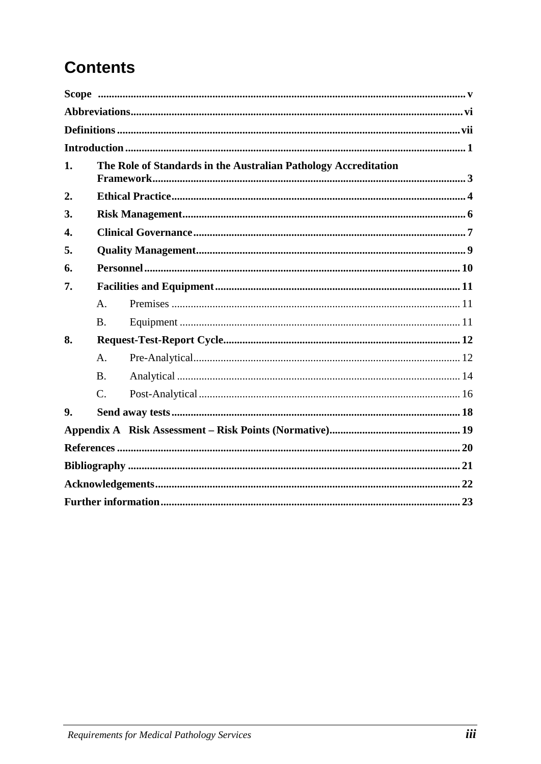# Contents

- **Scope** ..... v
- **Abbreviations** ..... vi
- **Definitions** ..... vii
- **Introduction** ..... 1
- **1. The Role of Standards in the Australian Pathology Accreditation Framework** ..... 3
- **2. Ethical Practice** ..... 4
- **3. Risk Management** ..... 6
- **4. Clinical Governance** ..... 7
- **5. Quality Management** ..... 9
- **6. Personnel** ..... 10
- **7. Facilities and Equipment** ..... 11
  - A. Premises ..... 11
  - B. Equipment ..... 11
- **8. Request-Test-Report Cycle** ..... 12
  - A. Pre-Analytical ..... 12
  - B. Analytical ..... 14
  - C. Post-Analytical ..... 16
- **9. Send away tests** ..... 18
- **Appendix A Risk Assessment – Risk Points (Normative)** ..... 19
- **References** ..... 20
- **Bibliography** ..... 21
- **Acknowledgements** ..... 22
- **Further information** ..... 23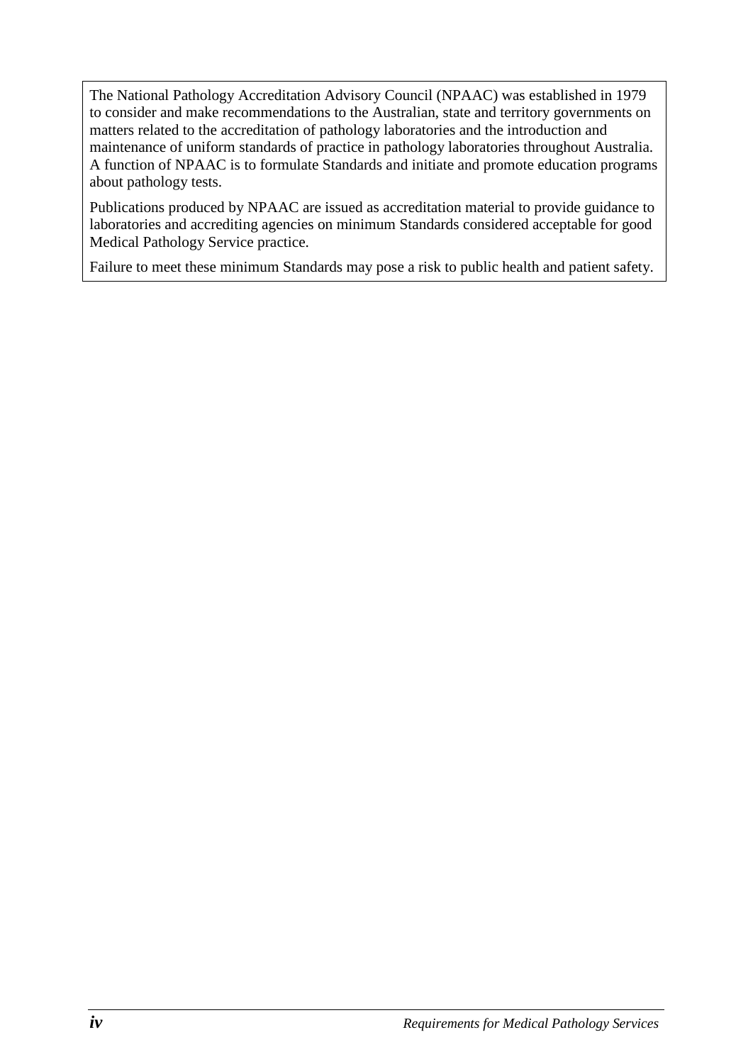The National Pathology Accreditation Advisory Council (NPAAC) was established in 1979 to consider and make recommendations to the Australian, state and territory governments on matters related to the accreditation of pathology laboratories and the introduction and maintenance of uniform standards of practice in pathology laboratories throughout Australia. A function of NPAAC is to formulate Standards and initiate and promote education programs about pathology tests.

Publications produced by NPAAC are issued as accreditation material to provide guidance to laboratories and accrediting agencies on minimum Standards considered acceptable for good Medical Pathology Service practice.

Failure to meet these minimum Standards may pose a risk to public health and patient safety.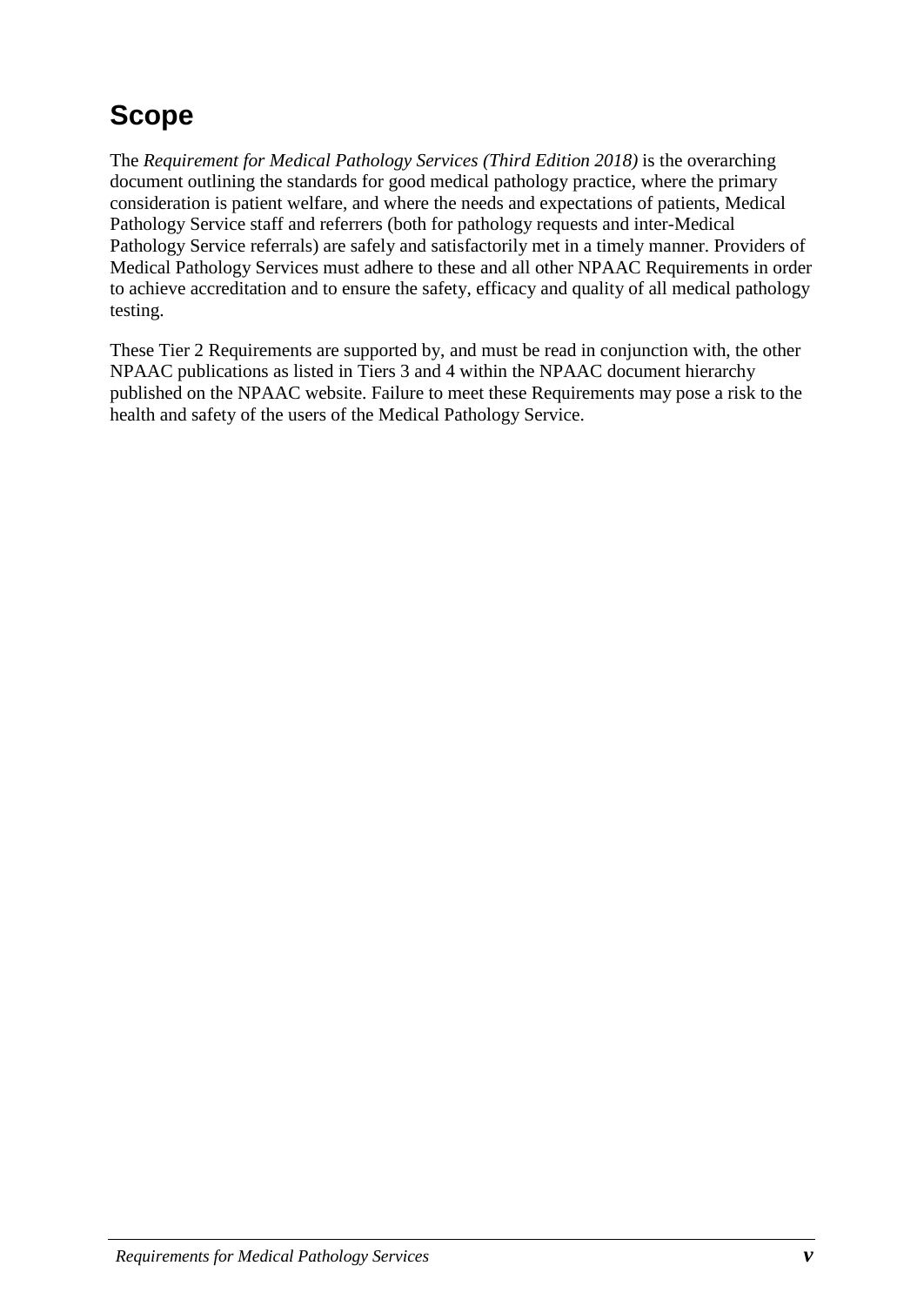# Scope

The *Requirement for Medical Pathology Services (Third Edition 2018)* is the overarching document outlining the standards for good medical pathology practice, where the primary consideration is patient welfare, and where the needs and expectations of patients, Medical Pathology Service staff and referrers (both for pathology requests and inter-Medical Pathology Service referrals) are safely and satisfactorily met in a timely manner. Providers of Medical Pathology Services must adhere to these and all other NPAAC Requirements in order to achieve accreditation and to ensure the safety, efficacy and quality of all medical pathology testing.

These Tier 2 Requirements are supported by, and must be read in conjunction with, the other NPAAC publications as listed in Tiers 3 and 4 within the NPAAC document hierarchy published on the NPAAC website. Failure to meet these Requirements may pose a risk to the health and safety of the users of the Medical Pathology Service.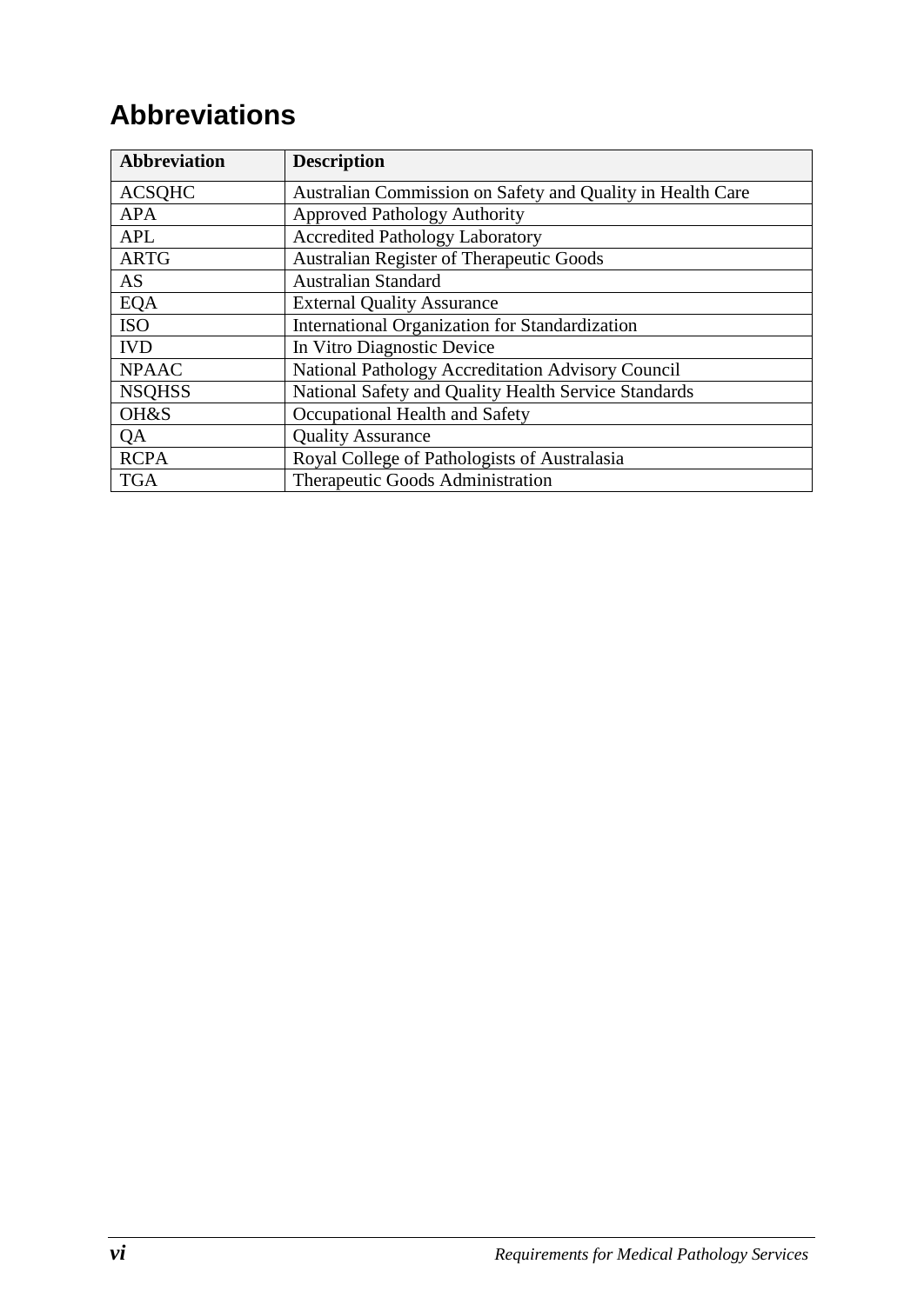# Abbreviations

| Abbreviation | Description |
|---|---|
| ACSQHC | Australian Commission on Safety and Quality in Health Care |
| APA | Approved Pathology Authority |
| APL | Accredited Pathology Laboratory |
| ARTG | Australian Register of Therapeutic Goods |
| AS | Australian Standard |
| EQA | External Quality Assurance |
| ISO | International Organization for Standardization |
| IVD | In Vitro Diagnostic Device |
| NPAAC | National Pathology Accreditation Advisory Council |
| NSQHSS | National Safety and Quality Health Service Standards |
| OH&S | Occupational Health and Safety |
| QA | Quality Assurance |
| RCPA | Royal College of Pathologists of Australasia |
| TGA | Therapeutic Goods Administration |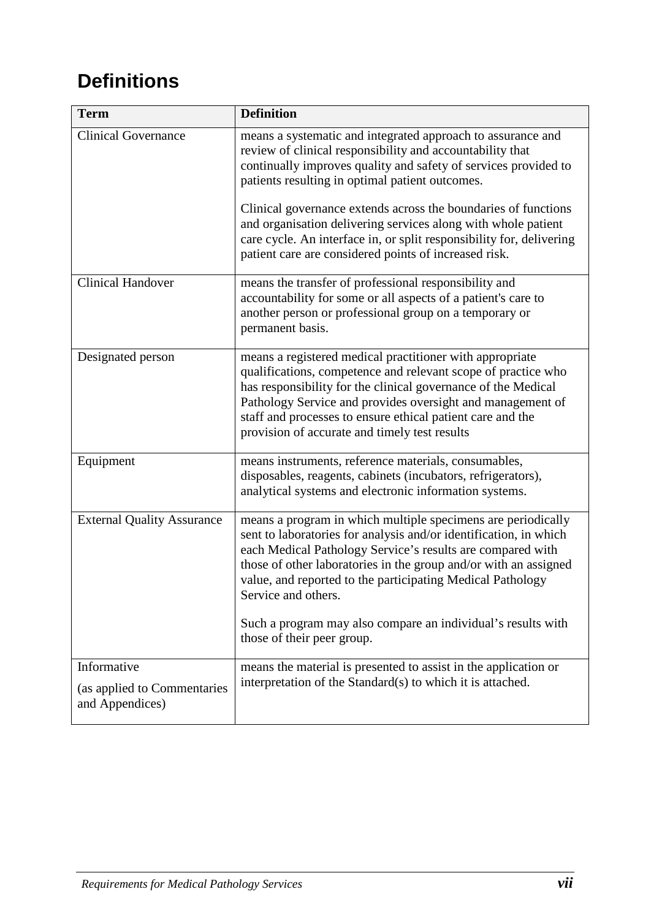# Definitions

| Term | Definition |
|---|---|
| Clinical Governance | means a systematic and integrated approach to assurance and review of clinical responsibility and accountability that continually improves quality and safety of services provided to patients resulting in optimal patient outcomes.<br><br>Clinical governance extends across the boundaries of functions and organisation delivering services along with whole patient care cycle. An interface in, or split responsibility for, delivering patient care are considered points of increased risk. |
| Clinical Handover | means the transfer of professional responsibility and accountability for some or all aspects of a patient's care to another person or professional group on a temporary or permanent basis. |
| Designated person | means a registered medical practitioner with appropriate qualifications, competence and relevant scope of practice who has responsibility for the clinical governance of the Medical Pathology Service and provides oversight and management of staff and processes to ensure ethical patient care and the provision of accurate and timely test results |
| Equipment | means instruments, reference materials, consumables, disposables, reagents, cabinets (incubators, refrigerators), analytical systems and electronic information systems. |
| External Quality Assurance | means a program in which multiple specimens are periodically sent to laboratories for analysis and/or identification, in which each Medical Pathology Service's results are compared with those of other laboratories in the group and/or with an assigned value, and reported to the participating Medical Pathology Service and others.<br><br>Such a program may also compare an individual's results with those of their peer group. |
| Informative<br><br>(as applied to Commentaries and Appendices) | means the material is presented to assist in the application or interpretation of the Standard(s) to which it is attached. |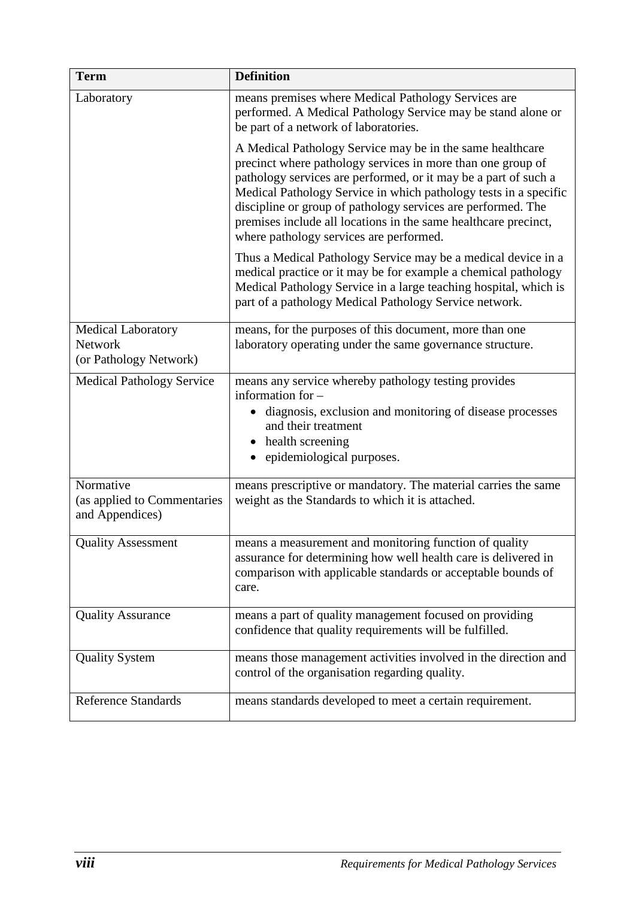| Term | Definition |
|---|---|
| Laboratory | means premises where Medical Pathology Services are performed. A Medical Pathology Service may be stand alone or be part of a network of laboratories.<br><br>A Medical Pathology Service may be in the same healthcare precinct where pathology services in more than one group of pathology services are performed, or it may be a part of such a Medical Pathology Service in which pathology tests in a specific discipline or group of pathology services are performed. The premises include all locations in the same healthcare precinct, where pathology services are performed.<br><br>Thus a Medical Pathology Service may be a medical device in a medical practice or it may be for example a chemical pathology Medical Pathology Service in a large teaching hospital, which is part of a pathology Medical Pathology Service network. |
| Medical Laboratory Network (or Pathology Network) | means, for the purposes of this document, more than one laboratory operating under the same governance structure. |
| Medical Pathology Service | means any service whereby pathology testing provides information for –<br>• diagnosis, exclusion and monitoring of disease processes and their treatment<br>• health screening<br>• epidemiological purposes. |
| Normative (as applied to Commentaries and Appendices) | means prescriptive or mandatory. The material carries the same weight as the Standards to which it is attached. |
| Quality Assessment | means a measurement and monitoring function of quality assurance for determining how well health care is delivered in comparison with applicable standards or acceptable bounds of care. |
| Quality Assurance | means a part of quality management focused on providing confidence that quality requirements will be fulfilled. |
| Quality System | means those management activities involved in the direction and control of the organisation regarding quality. |
| Reference Standards | means standards developed to meet a certain requirement. |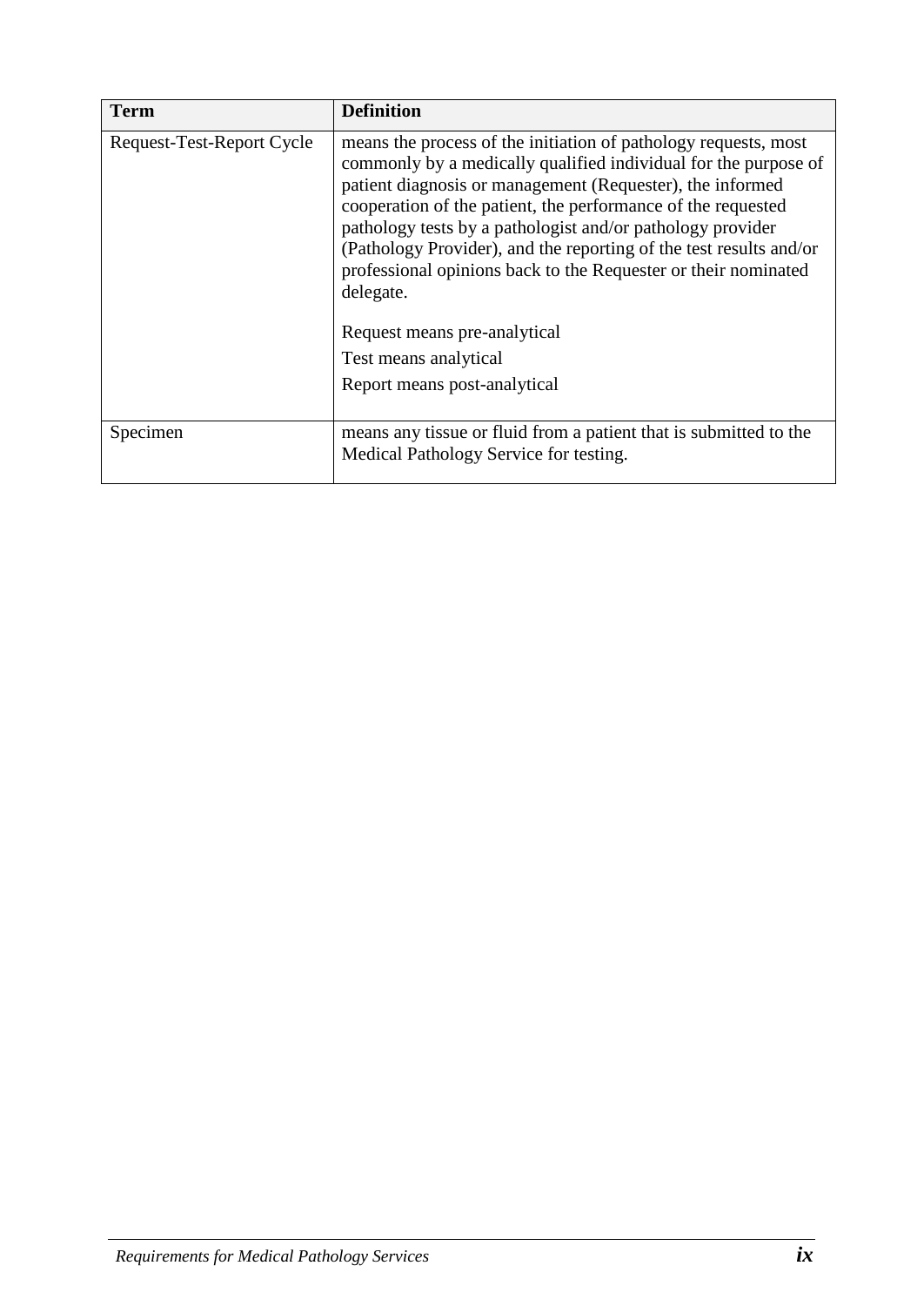| Term | Definition |
| --- | --- |
| Request-Test-Report Cycle | means the process of the initiation of pathology requests, most commonly by a medically qualified individual for the purpose of patient diagnosis or management (Requester), the informed cooperation of the patient, the performance of the requested pathology tests by a pathologist and/or pathology provider (Pathology Provider), and the reporting of the test results and/or professional opinions back to the Requester or their nominated delegate.<br><br>Request means pre-analytical<br>Test means analytical<br>Report means post-analytical |
| Specimen | means any tissue or fluid from a patient that is submitted to the Medical Pathology Service for testing. |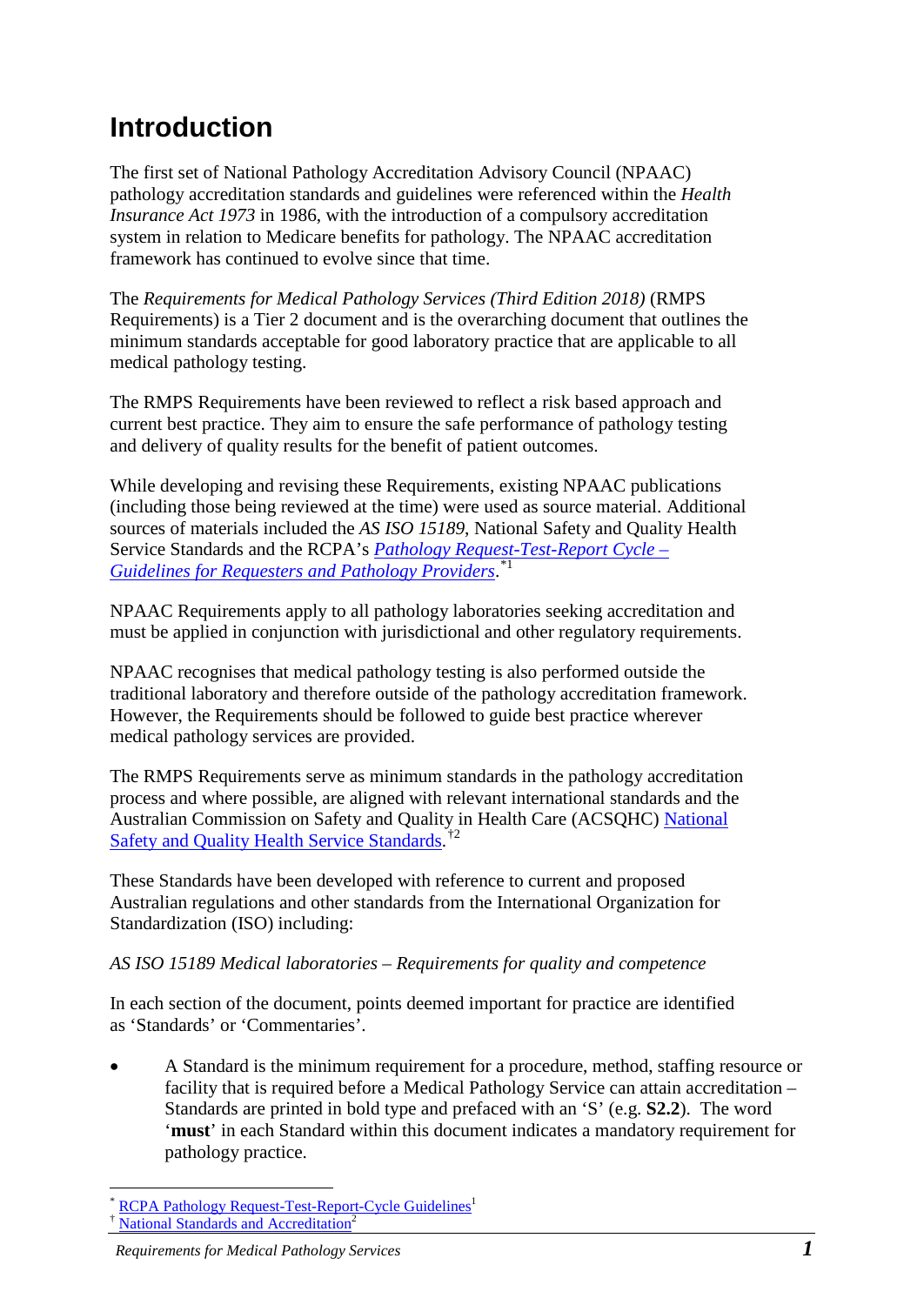# Introduction

The first set of National Pathology Accreditation Advisory Council (NPAAC) pathology accreditation standards and guidelines were referenced within the *Health Insurance Act 1973* in 1986, with the introduction of a compulsory accreditation system in relation to Medicare benefits for pathology. The NPAAC accreditation framework has continued to evolve since that time.

The *Requirements for Medical Pathology Services (Third Edition 2018)* (RMPS Requirements) is a Tier 2 document and is the overarching document that outlines the minimum standards acceptable for good laboratory practice that are applicable to all medical pathology testing.

The RMPS Requirements have been reviewed to reflect a risk based approach and current best practice. They aim to ensure the safe performance of pathology testing and delivery of quality results for the benefit of patient outcomes.

While developing and revising these Requirements, existing NPAAC publications (including those being reviewed at the time) were used as source material. Additional sources of materials included the *AS ISO 15189*, National Safety and Quality Health Service Standards and the RCPA's *Pathology Request-Test-Report Cycle – Guidelines for Requesters and Pathology Providers*.[*1]

NPAAC Requirements apply to all pathology laboratories seeking accreditation and must be applied in conjunction with jurisdictional and other regulatory requirements.

NPAAC recognises that medical pathology testing is also performed outside the traditional laboratory and therefore outside of the pathology accreditation framework. However, the Requirements should be followed to guide best practice wherever medical pathology services are provided.

The RMPS Requirements serve as minimum standards in the pathology accreditation process and where possible, are aligned with relevant international standards and the Australian Commission on Safety and Quality in Health Care (ACSQHC) National Safety and Quality Health Service Standards.[†2]

These Standards have been developed with reference to current and proposed Australian regulations and other standards from the International Organization for Standardization (ISO) including:

*AS ISO 15189 Medical laboratories – Requirements for quality and competence*

In each section of the document, points deemed important for practice are identified as 'Standards' or 'Commentaries'.

- A Standard is the minimum requirement for a procedure, method, staffing resource or facility that is required before a Medical Pathology Service can attain accreditation – Standards are printed in bold type and prefaced with an 'S' (e.g. **S2.2**). The word '**must**' in each Standard within this document indicates a mandatory requirement for pathology practice.

---

[*] RCPA Pathology Request-Test-Report-Cycle Guidelines[1]
[†] National Standards and Accreditation[2]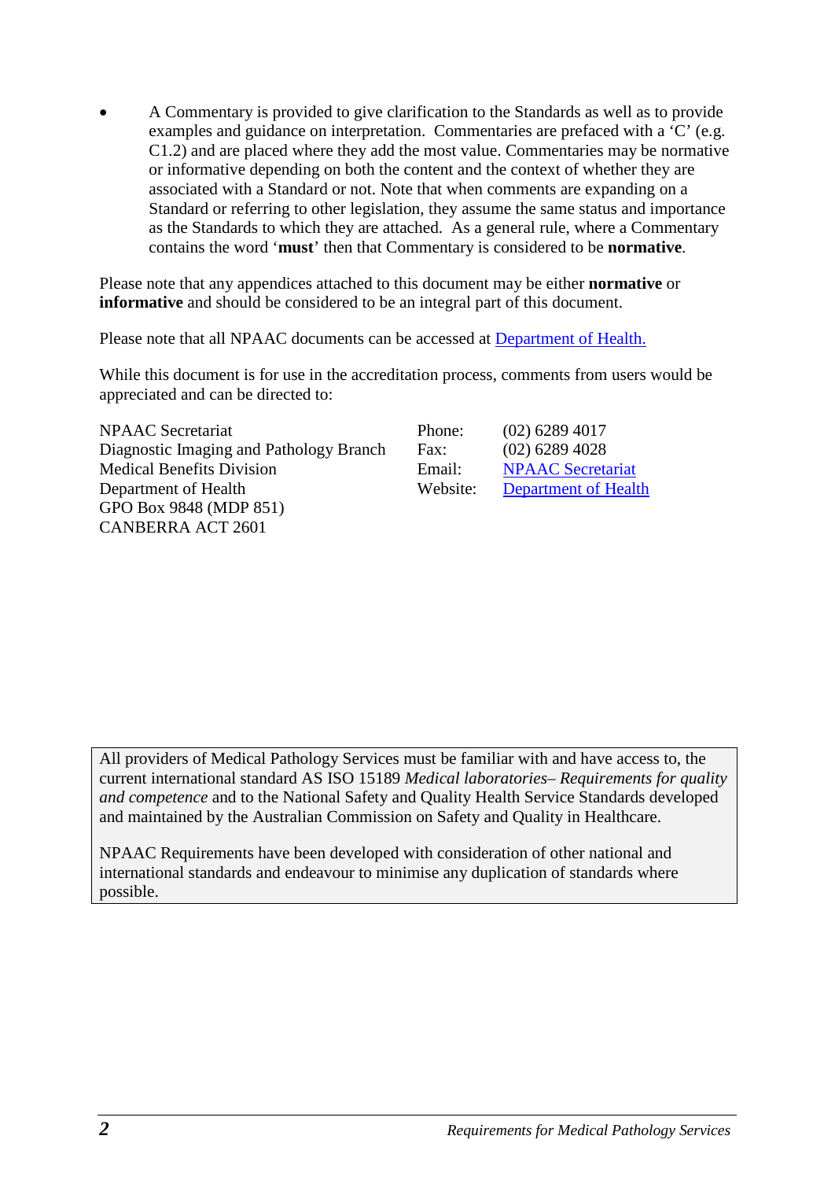- A Commentary is provided to give clarification to the Standards as well as to provide examples and guidance on interpretation. Commentaries are prefaced with a 'C' (e.g. C1.2) and are placed where they add the most value. Commentaries may be normative or informative depending on both the content and the context of whether they are associated with a Standard or not. Note that when comments are expanding on a Standard or referring to other legislation, they assume the same status and importance as the Standards to which they are attached. As a general rule, where a Commentary contains the word '**must**' then that Commentary is considered to be **normative**.

Please note that any appendices attached to this document may be either **normative** or **informative** and should be considered to be an integral part of this document.

Please note that all NPAAC documents can be accessed at Department of Health.

While this document is for use in the accreditation process, comments from users would be appreciated and can be directed to:

| | | |
|---|---|---|
| NPAAC Secretariat | Phone: | (02) 6289 4017 |
| Diagnostic Imaging and Pathology Branch | Fax: | (02) 6289 4028 |
| Medical Benefits Division | Email: | NPAAC Secretariat |
| Department of Health | Website: | Department of Health |
| GPO Box 9848 (MDP 851) | | |
| CANBERRA ACT 2601 | | |

All providers of Medical Pathology Services must be familiar with and have access to, the current international standard AS ISO 15189 *Medical laboratories– Requirements for quality and competence* and to the National Safety and Quality Health Service Standards developed and maintained by the Australian Commission on Safety and Quality in Healthcare.

NPAAC Requirements have been developed with consideration of other national and international standards and endeavour to minimise any duplication of standards where possible.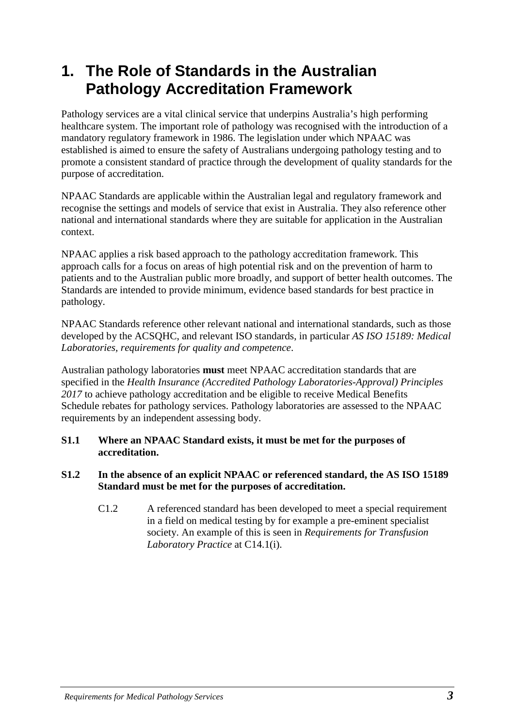# 1. The Role of Standards in the Australian Pathology Accreditation Framework

Pathology services are a vital clinical service that underpins Australia's high performing healthcare system. The important role of pathology was recognised with the introduction of a mandatory regulatory framework in 1986. The legislation under which NPAAC was established is aimed to ensure the safety of Australians undergoing pathology testing and to promote a consistent standard of practice through the development of quality standards for the purpose of accreditation.

NPAAC Standards are applicable within the Australian legal and regulatory framework and recognise the settings and models of service that exist in Australia. They also reference other national and international standards where they are suitable for application in the Australian context.

NPAAC applies a risk based approach to the pathology accreditation framework. This approach calls for a focus on areas of high potential risk and on the prevention of harm to patients and to the Australian public more broadly, and support of better health outcomes. The Standards are intended to provide minimum, evidence based standards for best practice in pathology.

NPAAC Standards reference other relevant national and international standards, such as those developed by the ACSQHC, and relevant ISO standards, in particular *AS ISO 15189: Medical Laboratories, requirements for quality and competence*.

Australian pathology laboratories **must** meet NPAAC accreditation standards that are specified in the *Health Insurance (Accredited Pathology Laboratories-Approval) Principles 2017* to achieve pathology accreditation and be eligible to receive Medical Benefits Schedule rebates for pathology services. Pathology laboratories are assessed to the NPAAC requirements by an independent assessing body.

**S1.1 Where an NPAAC Standard exists, it must be met for the purposes of accreditation.**

**S1.2 In the absence of an explicit NPAAC or referenced standard, the AS ISO 15189 Standard must be met for the purposes of accreditation.**

C1.2 A referenced standard has been developed to meet a special requirement in a field on medical testing by for example a pre-eminent specialist society. An example of this is seen in *Requirements for Transfusion Laboratory Practice* at C14.1(i).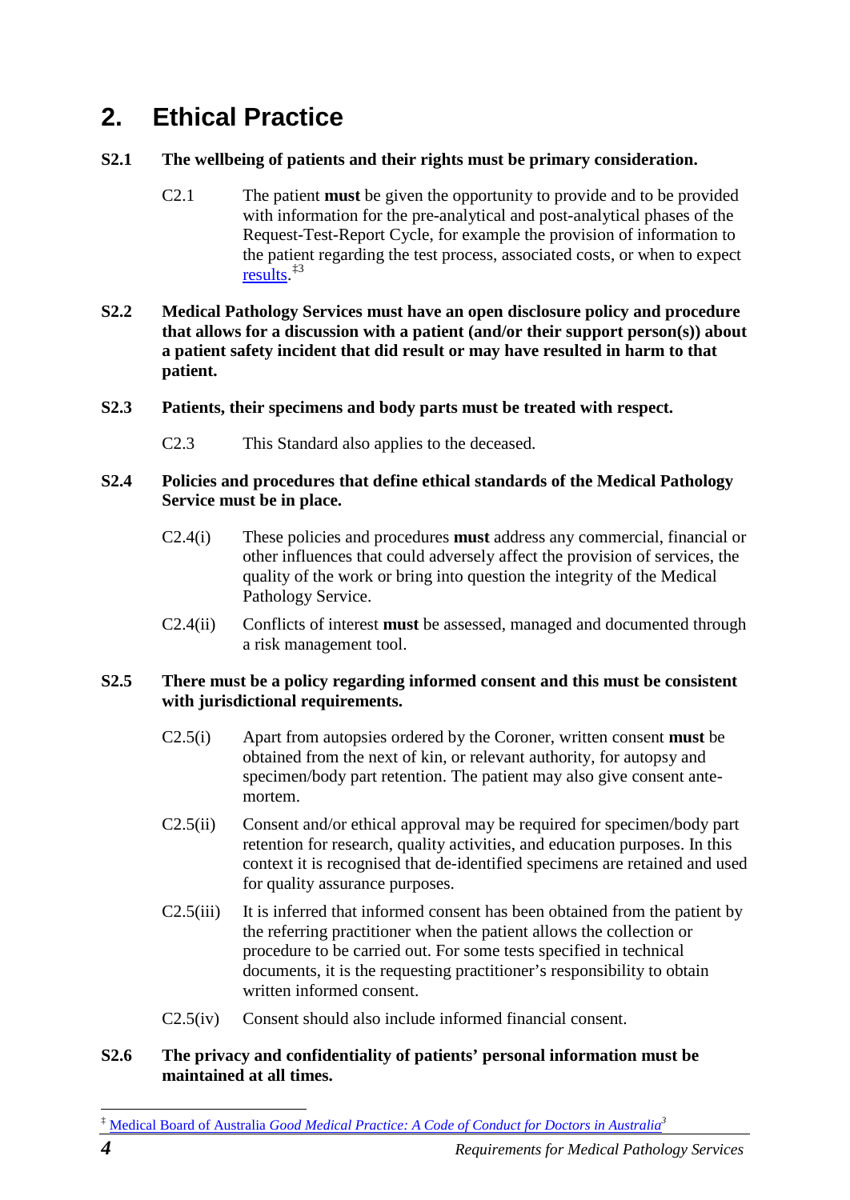## 2. Ethical Practice

**S2.1 The wellbeing of patients and their rights must be primary consideration.**

C2.1 The patient **must** be given the opportunity to provide and to be provided with information for the pre-analytical and post-analytical phases of the Request-Test-Report Cycle, for example the provision of information to the patient regarding the test process, associated costs, or when to expect results.[‡3]

**S2.2 Medical Pathology Services must have an open disclosure policy and procedure that allows for a discussion with a patient (and/or their support person(s)) about a patient safety incident that did result or may have resulted in harm to that patient.**

**S2.3 Patients, their specimens and body parts must be treated with respect.**

C2.3 This Standard also applies to the deceased.

**S2.4 Policies and procedures that define ethical standards of the Medical Pathology Service must be in place.**

C2.4(i) These policies and procedures **must** address any commercial, financial or other influences that could adversely affect the provision of services, the quality of the work or bring into question the integrity of the Medical Pathology Service.

C2.4(ii) Conflicts of interest **must** be assessed, managed and documented through a risk management tool.

**S2.5 There must be a policy regarding informed consent and this must be consistent with jurisdictional requirements.**

C2.5(i) Apart from autopsies ordered by the Coroner, written consent **must** be obtained from the next of kin, or relevant authority, for autopsy and specimen/body part retention. The patient may also give consent ante-mortem.

C2.5(ii) Consent and/or ethical approval may be required for specimen/body part retention for research, quality activities, and education purposes. In this context it is recognised that de-identified specimens are retained and used for quality assurance purposes.

C2.5(iii) It is inferred that informed consent has been obtained from the patient by the referring practitioner when the patient allows the collection or procedure to be carried out. For some tests specified in technical documents, it is the requesting practitioner's responsibility to obtain written informed consent.

C2.5(iv) Consent should also include informed financial consent.

**S2.6 The privacy and confidentiality of patients' personal information must be maintained at all times.**

---

‡ Medical Board of Australia *Good Medical Practice: A Code of Conduct for Doctors in Australia*[3]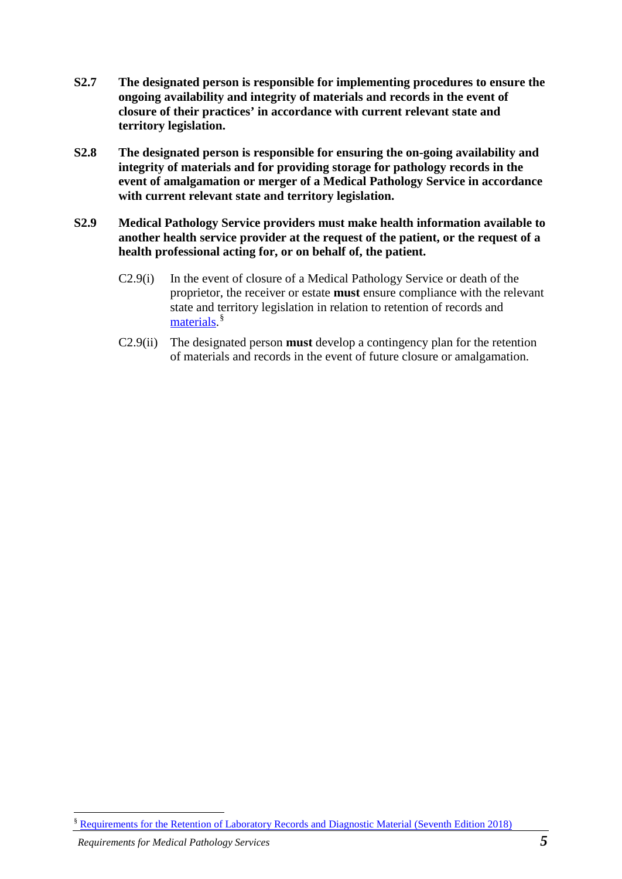**S2.7 The designated person is responsible for implementing procedures to ensure the ongoing availability and integrity of materials and records in the event of closure of their practices' in accordance with current relevant state and territory legislation.**

**S2.8 The designated person is responsible for ensuring the on-going availability and integrity of materials and for providing storage for pathology records in the event of amalgamation or merger of a Medical Pathology Service in accordance with current relevant state and territory legislation.**

**S2.9 Medical Pathology Service providers must make health information available to another health service provider at the request of the patient, or the request of a health professional acting for, or on behalf of, the patient.**

C2.9(i) In the event of closure of a Medical Pathology Service or death of the proprietor, the receiver or estate **must** ensure compliance with the relevant state and territory legislation in relation to retention of records and materials.[§]

C2.9(ii) The designated person **must** develop a contingency plan for the retention of materials and records in the event of future closure or amalgamation.

---

[§] Requirements for the Retention of Laboratory Records and Diagnostic Material (Seventh Edition 2018)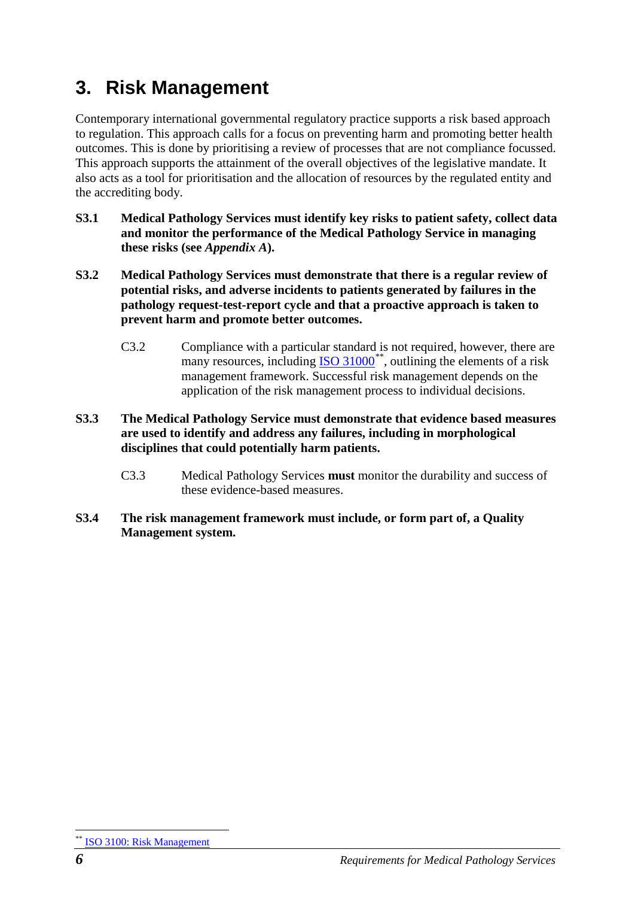# 3. Risk Management

Contemporary international governmental regulatory practice supports a risk based approach to regulation. This approach calls for a focus on preventing harm and promoting better health outcomes. This is done by prioritising a review of processes that are not compliance focussed. This approach supports the attainment of the overall objectives of the legislative mandate. It also acts as a tool for prioritisation and the allocation of resources by the regulated entity and the accrediting body.

**S3.1 Medical Pathology Services must identify key risks to patient safety, collect data and monitor the performance of the Medical Pathology Service in managing these risks (see *Appendix A*).**

**S3.2 Medical Pathology Services must demonstrate that there is a regular review of potential risks, and adverse incidents to patients generated by failures in the pathology request-test-report cycle and that a proactive approach is taken to prevent harm and promote better outcomes.**

> C3.2 Compliance with a particular standard is not required, however, there are many resources, including ISO 31000**, outlining the elements of a risk management framework. Successful risk management depends on the application of the risk management process to individual decisions.

**S3.3 The Medical Pathology Service must demonstrate that evidence based measures are used to identify and address any failures, including in morphological disciplines that could potentially harm patients.**

> C3.3 Medical Pathology Services **must** monitor the durability and success of these evidence-based measures.

**S3.4 The risk management framework must include, or form part of, a Quality Management system.**

---

** ISO 3100: Risk Management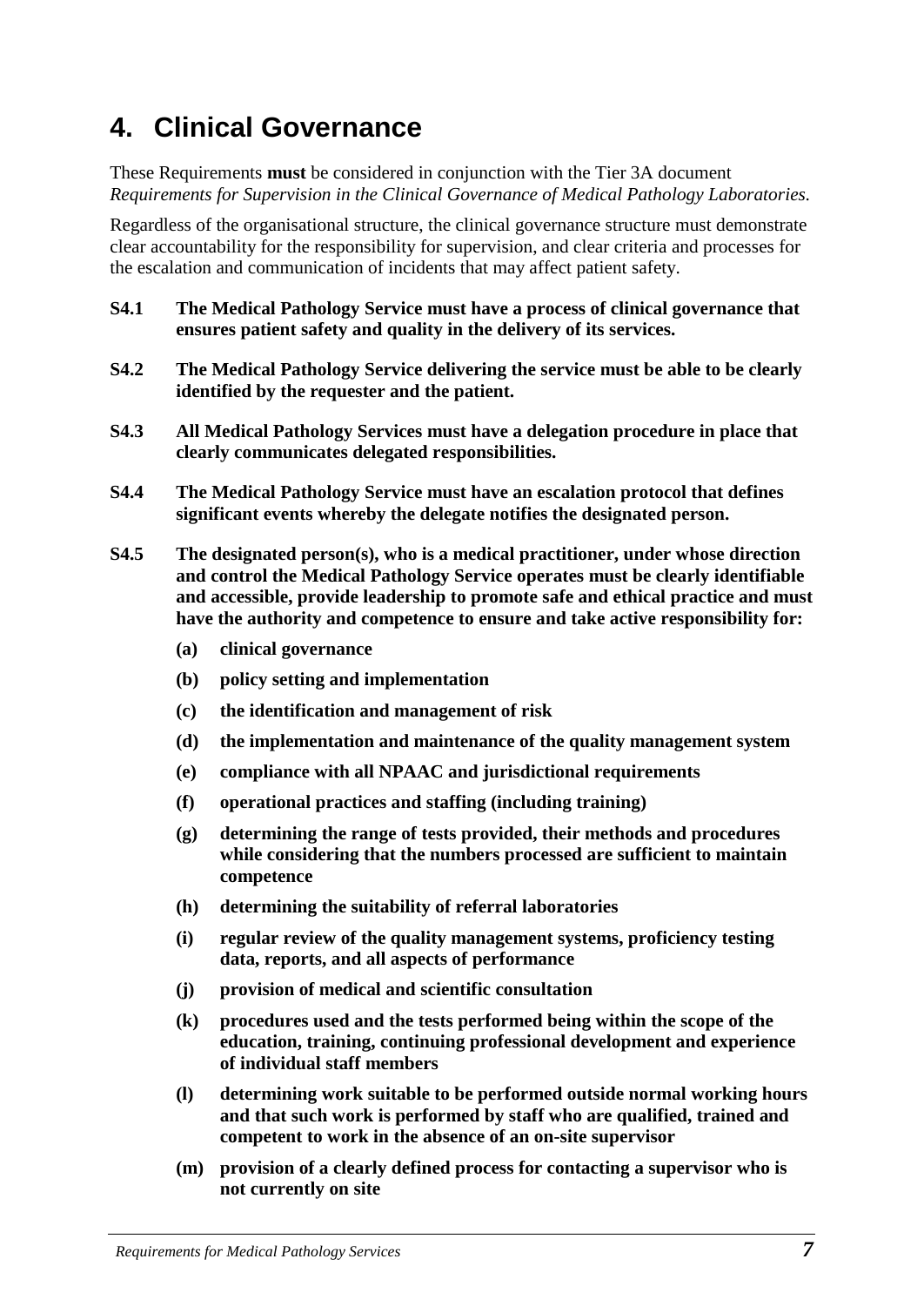# 4. Clinical Governance

These Requirements **must** be considered in conjunction with the Tier 3A document *Requirements for Supervision in the Clinical Governance of Medical Pathology Laboratories.*

Regardless of the organisational structure, the clinical governance structure must demonstrate clear accountability for the responsibility for supervision, and clear criteria and processes for the escalation and communication of incidents that may affect patient safety.

**S4.1 The Medical Pathology Service must have a process of clinical governance that ensures patient safety and quality in the delivery of its services.**

**S4.2 The Medical Pathology Service delivering the service must be able to be clearly identified by the requester and the patient.**

**S4.3 All Medical Pathology Services must have a delegation procedure in place that clearly communicates delegated responsibilities.**

**S4.4 The Medical Pathology Service must have an escalation protocol that defines significant events whereby the delegate notifies the designated person.**

**S4.5 The designated person(s), who is a medical practitioner, under whose direction and control the Medical Pathology Service operates must be clearly identifiable and accessible, provide leadership to promote safe and ethical practice and must have the authority and competence to ensure and take active responsibility for:**

- **(a) clinical governance**
- **(b) policy setting and implementation**
- **(c) the identification and management of risk**
- **(d) the implementation and maintenance of the quality management system**
- **(e) compliance with all NPAAC and jurisdictional requirements**
- **(f) operational practices and staffing (including training)**
- **(g) determining the range of tests provided, their methods and procedures while considering that the numbers processed are sufficient to maintain competence**
- **(h) determining the suitability of referral laboratories**
- **(i) regular review of the quality management systems, proficiency testing data, reports, and all aspects of performance**
- **(j) provision of medical and scientific consultation**
- **(k) procedures used and the tests performed being within the scope of the education, training, continuing professional development and experience of individual staff members**
- **(l) determining work suitable to be performed outside normal working hours and that such work is performed by staff who are qualified, trained and competent to work in the absence of an on-site supervisor**
- **(m) provision of a clearly defined process for contacting a supervisor who is not currently on site**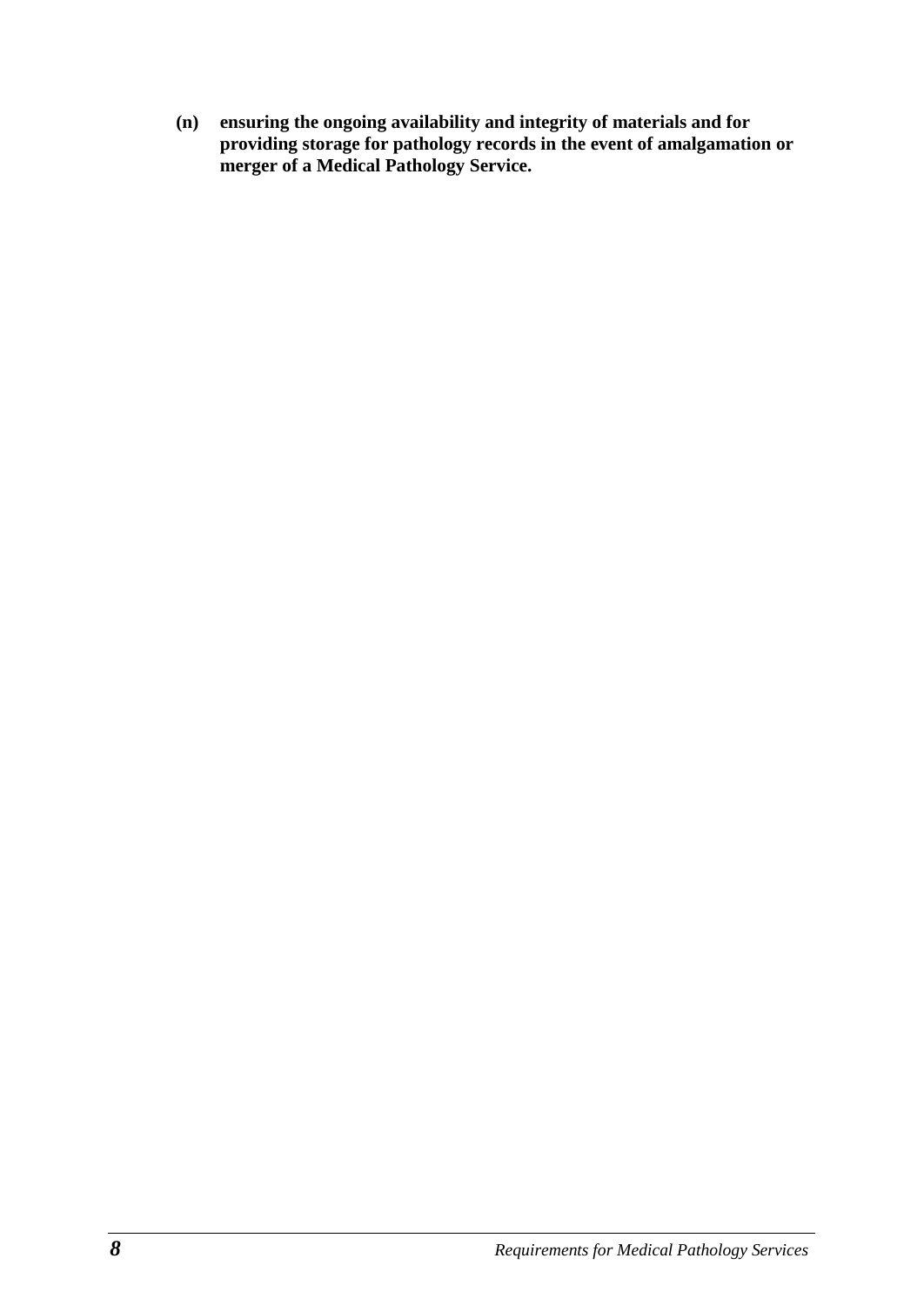**(n) ensuring the ongoing availability and integrity of materials and for providing storage for pathology records in the event of amalgamation or merger of a Medical Pathology Service.**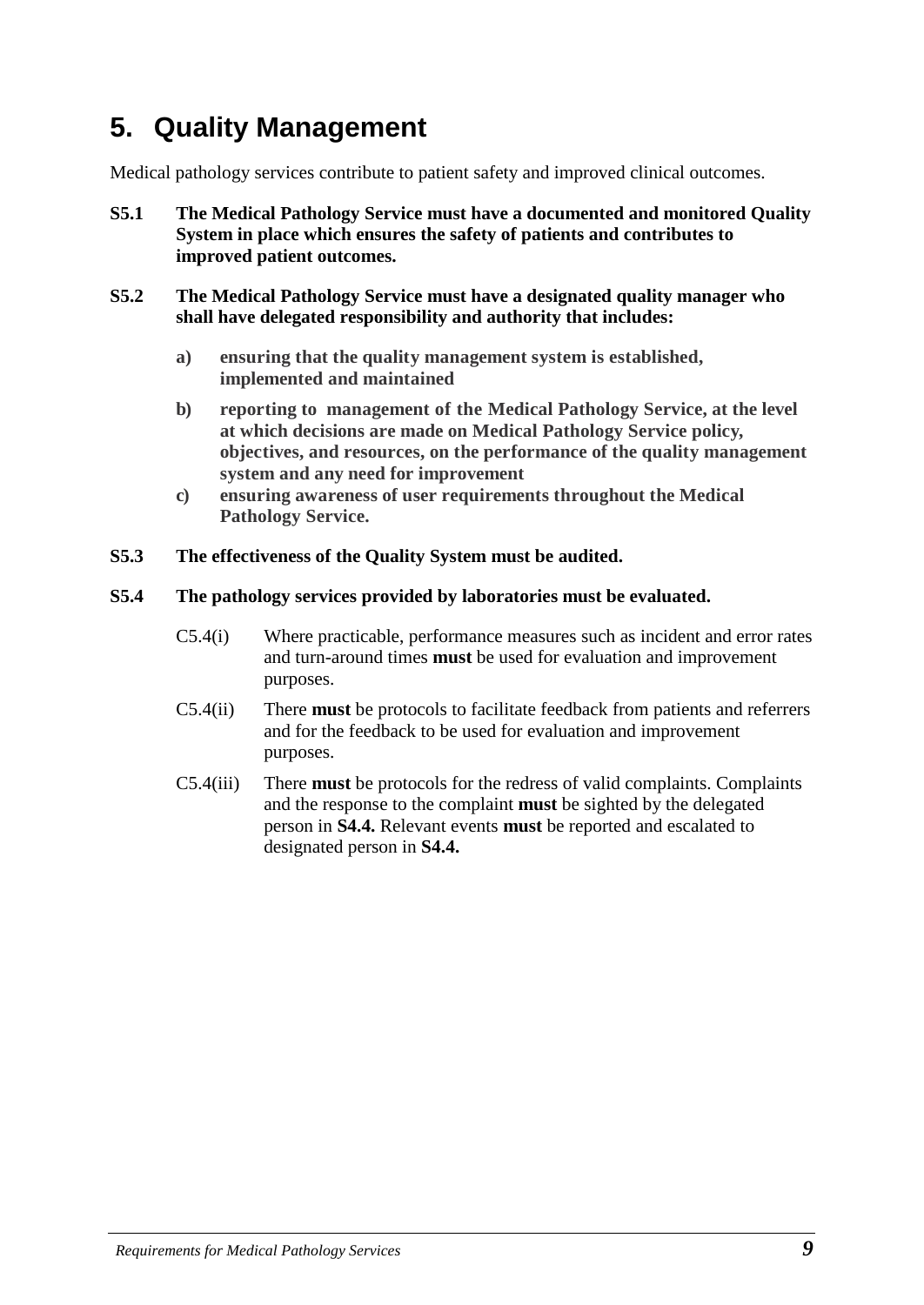# 5. Quality Management

Medical pathology services contribute to patient safety and improved clinical outcomes.

**S5.1 The Medical Pathology Service must have a documented and monitored Quality System in place which ensures the safety of patients and contributes to improved patient outcomes.**

**S5.2 The Medical Pathology Service must have a designated quality manager who shall have delegated responsibility and authority that includes:**

- **a) ensuring that the quality management system is established, implemented and maintained**
- **b) reporting to management of the Medical Pathology Service, at the level at which decisions are made on Medical Pathology Service policy, objectives, and resources, on the performance of the quality management system and any need for improvement**
- **c) ensuring awareness of user requirements throughout the Medical Pathology Service.**

**S5.3 The effectiveness of the Quality System must be audited.**

**S5.4 The pathology services provided by laboratories must be evaluated.**

C5.4(i) Where practicable, performance measures such as incident and error rates and turn-around times **must** be used for evaluation and improvement purposes.

C5.4(ii) There **must** be protocols to facilitate feedback from patients and referrers and for the feedback to be used for evaluation and improvement purposes.

C5.4(iii) There **must** be protocols for the redress of valid complaints. Complaints and the response to the complaint **must** be sighted by the delegated person in **S4.4.** Relevant events **must** be reported and escalated to designated person in **S4.4.**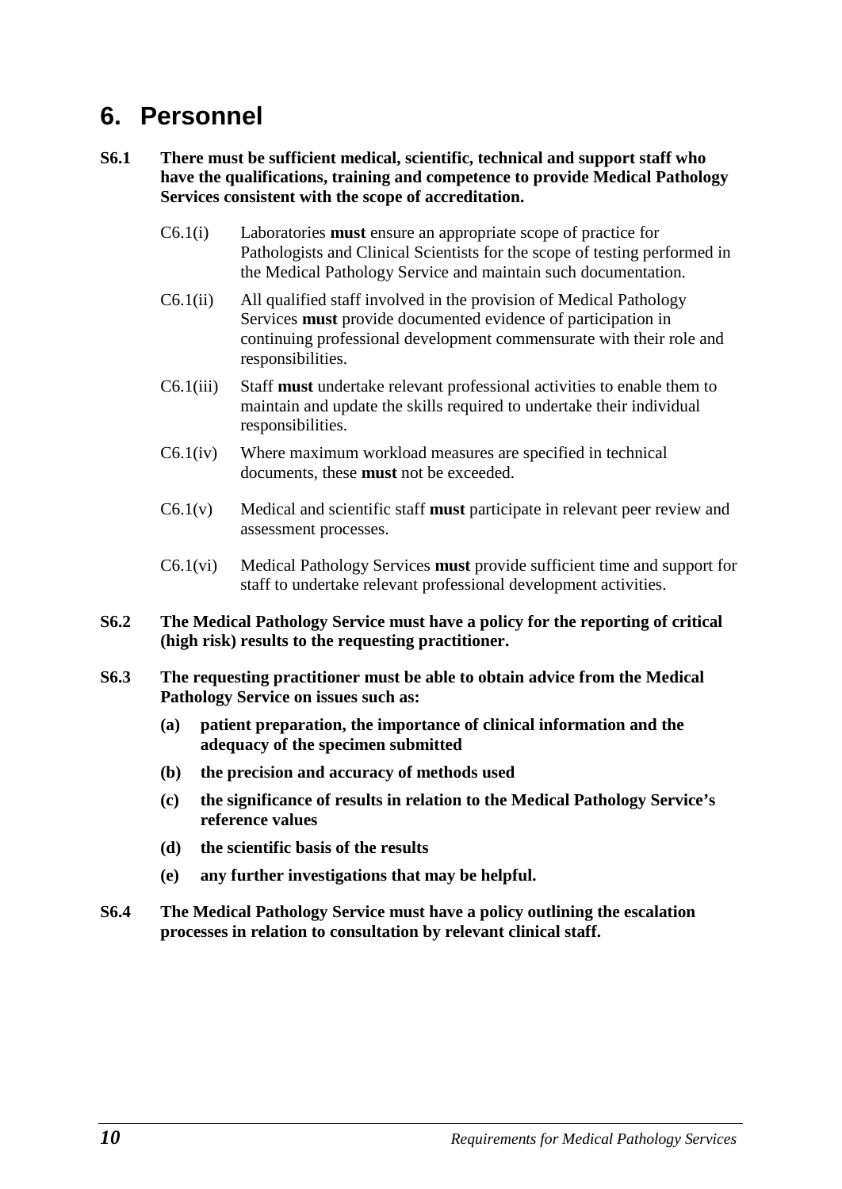# 6. Personnel

**S6.1 There must be sufficient medical, scientific, technical and support staff who have the qualifications, training and competence to provide Medical Pathology Services consistent with the scope of accreditation.**

C6.1(i) Laboratories **must** ensure an appropriate scope of practice for Pathologists and Clinical Scientists for the scope of testing performed in the Medical Pathology Service and maintain such documentation.

C6.1(ii) All qualified staff involved in the provision of Medical Pathology Services **must** provide documented evidence of participation in continuing professional development commensurate with their role and responsibilities.

C6.1(iii) Staff **must** undertake relevant professional activities to enable them to maintain and update the skills required to undertake their individual responsibilities.

C6.1(iv) Where maximum workload measures are specified in technical documents, these **must** not be exceeded.

C6.1(v) Medical and scientific staff **must** participate in relevant peer review and assessment processes.

C6.1(vi) Medical Pathology Services **must** provide sufficient time and support for staff to undertake relevant professional development activities.

**S6.2 The Medical Pathology Service must have a policy for the reporting of critical (high risk) results to the requesting practitioner.**

**S6.3 The requesting practitioner must be able to obtain advice from the Medical Pathology Service on issues such as:**

**(a) patient preparation, the importance of clinical information and the adequacy of the specimen submitted**

**(b) the precision and accuracy of methods used**

**(c) the significance of results in relation to the Medical Pathology Service's reference values**

**(d) the scientific basis of the results**

**(e) any further investigations that may be helpful.**

**S6.4 The Medical Pathology Service must have a policy outlining the escalation processes in relation to consultation by relevant clinical staff.**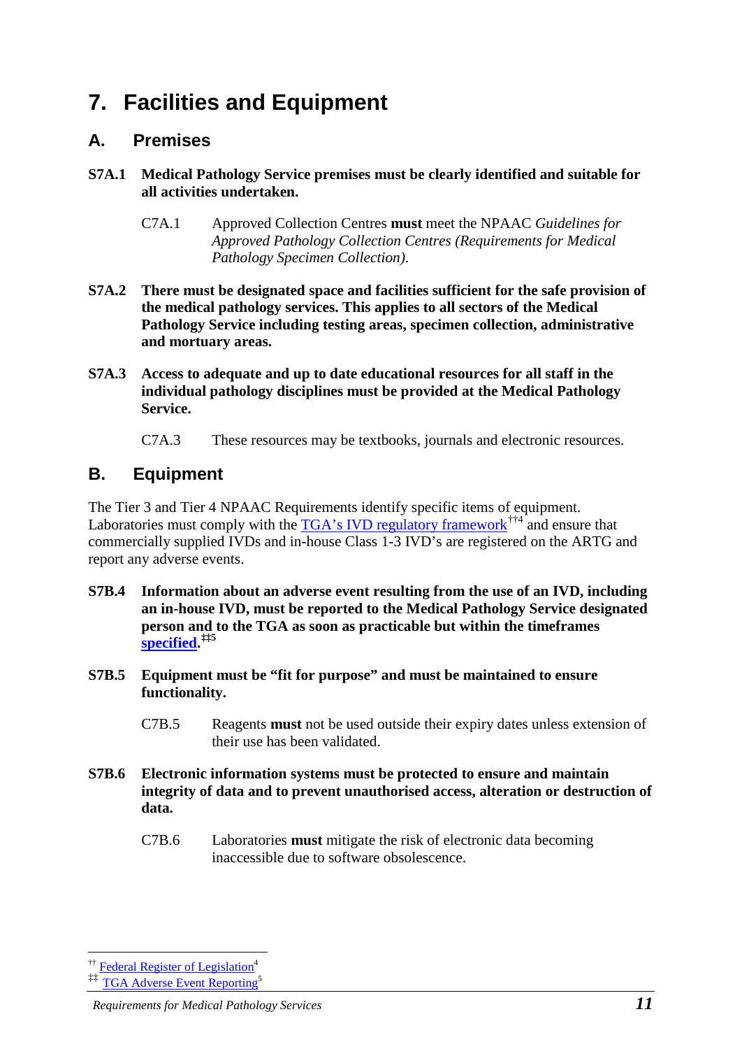# 7. Facilities and Equipment

## A. Premises

**S7A.1 Medical Pathology Service premises must be clearly identified and suitable for all activities undertaken.**

> C7A.1 Approved Collection Centres **must** meet the NPAAC *Guidelines for Approved Pathology Collection Centres (Requirements for Medical Pathology Specimen Collection).*

**S7A.2 There must be designated space and facilities sufficient for the safe provision of the medical pathology services. This applies to all sectors of the Medical Pathology Service including testing areas, specimen collection, administrative and mortuary areas.**

**S7A.3 Access to adequate and up to date educational resources for all staff in the individual pathology disciplines must be provided at the Medical Pathology Service.**

> C7A.3 These resources may be textbooks, journals and electronic resources.

## B. Equipment

The Tier 3 and Tier 4 NPAAC Requirements identify specific items of equipment. Laboratories must comply with the TGA's IVD regulatory framework[††4] and ensure that commercially supplied IVDs and in-house Class 1-3 IVD's are registered on the ARTG and report any adverse events.

**S7B.4 Information about an adverse event resulting from the use of an IVD, including an in-house IVD, must be reported to the Medical Pathology Service designated person and to the TGA as soon as practicable but within the timeframes specified.[‡‡5]**

**S7B.5 Equipment must be "fit for purpose" and must be maintained to ensure functionality.**

> C7B.5 Reagents **must** not be used outside their expiry dates unless extension of their use has been validated.

**S7B.6 Electronic information systems must be protected to ensure and maintain integrity of data and to prevent unauthorised access, alteration or destruction of data.**

> C7B.6 Laboratories **must** mitigate the risk of electronic data becoming inaccessible due to software obsolescence.

---

[††] Federal Register of Legislation[4]

[‡‡] TGA Adverse Event Reporting[5]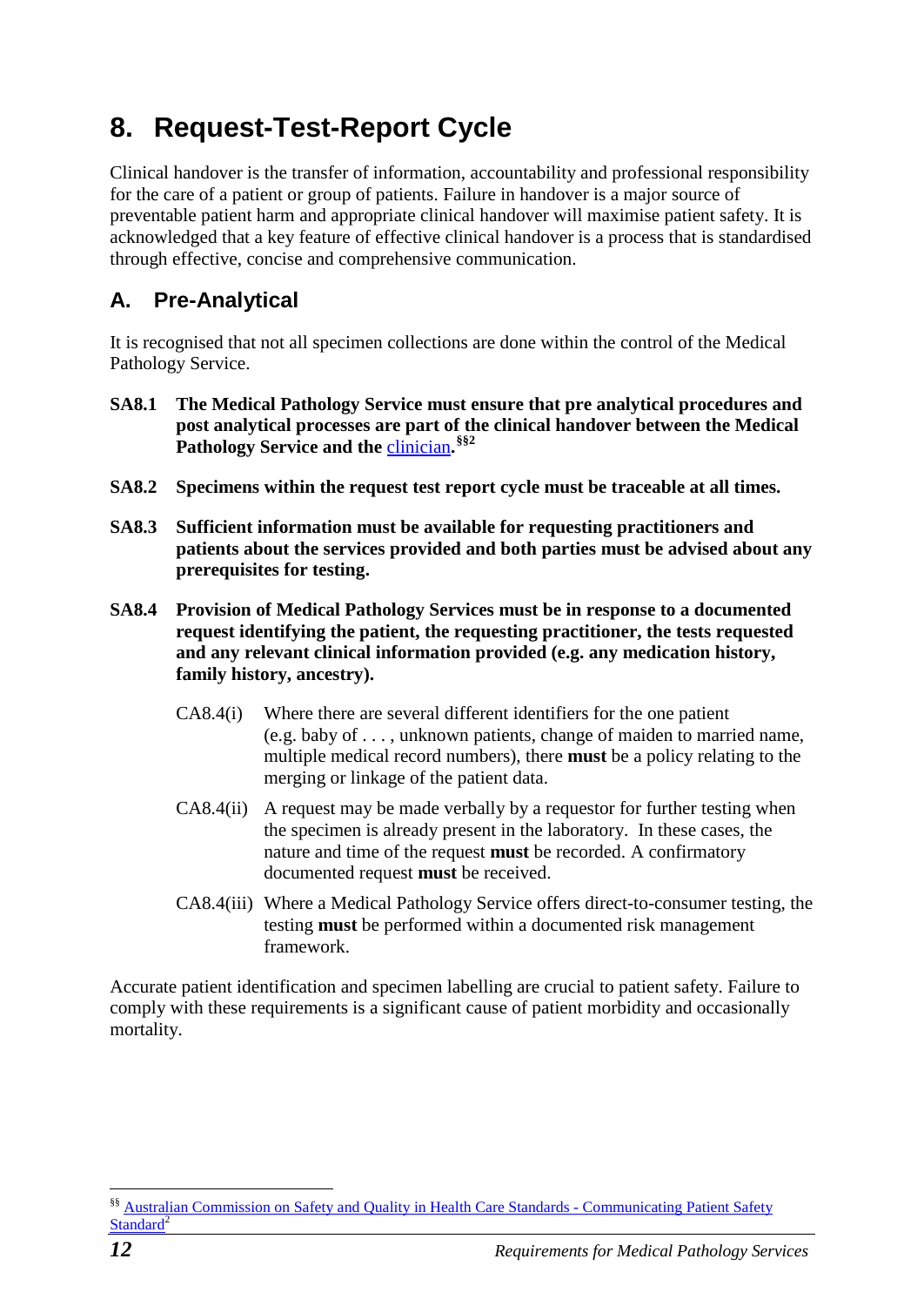# 8. Request-Test-Report Cycle

Clinical handover is the transfer of information, accountability and professional responsibility for the care of a patient or group of patients. Failure in handover is a major source of preventable patient harm and appropriate clinical handover will maximise patient safety. It is acknowledged that a key feature of effective clinical handover is a process that is standardised through effective, concise and comprehensive communication.

## A. Pre-Analytical

It is recognised that not all specimen collections are done within the control of the Medical Pathology Service.

**SA8.1 The Medical Pathology Service must ensure that pre analytical procedures and post analytical processes are part of the clinical handover between the Medical Pathology Service and the clinician.**[§§2]

**SA8.2 Specimens within the request test report cycle must be traceable at all times.**

**SA8.3 Sufficient information must be available for requesting practitioners and patients about the services provided and both parties must be advised about any prerequisites for testing.**

**SA8.4 Provision of Medical Pathology Services must be in response to a documented request identifying the patient, the requesting practitioner, the tests requested and any relevant clinical information provided (e.g. any medication history, family history, ancestry).**

CA8.4(i) Where there are several different identifiers for the one patient (e.g. baby of . . . , unknown patients, change of maiden to married name, multiple medical record numbers), there **must** be a policy relating to the merging or linkage of the patient data.

CA8.4(ii) A request may be made verbally by a requestor for further testing when the specimen is already present in the laboratory. In these cases, the nature and time of the request **must** be recorded. A confirmatory documented request **must** be received.

CA8.4(iii) Where a Medical Pathology Service offers direct-to-consumer testing, the testing **must** be performed within a documented risk management framework.

Accurate patient identification and specimen labelling are crucial to patient safety. Failure to comply with these requirements is a significant cause of patient morbidity and occasionally mortality.

---

[§§] Australian Commission on Safety and Quality in Health Care Standards - Communicating Patient Safety Standard[2]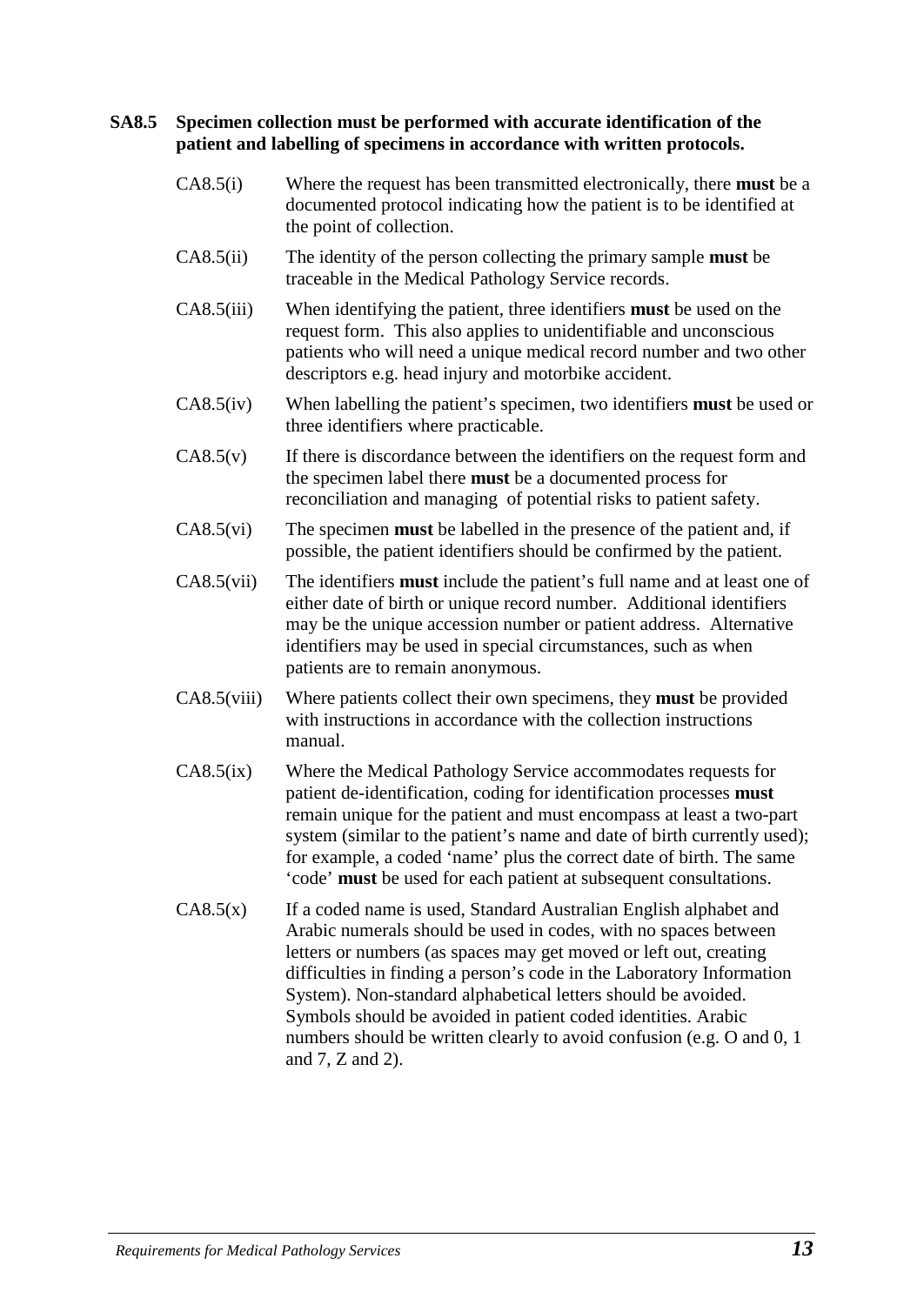**SA8.5 Specimen collection must be performed with accurate identification of the patient and labelling of specimens in accordance with written protocols.**

CA8.5(i) Where the request has been transmitted electronically, there **must** be a documented protocol indicating how the patient is to be identified at the point of collection.

CA8.5(ii) The identity of the person collecting the primary sample **must** be traceable in the Medical Pathology Service records.

CA8.5(iii) When identifying the patient, three identifiers **must** be used on the request form. This also applies to unidentifiable and unconscious patients who will need a unique medical record number and two other descriptors e.g. head injury and motorbike accident.

CA8.5(iv) When labelling the patient's specimen, two identifiers **must** be used or three identifiers where practicable.

CA8.5(v) If there is discordance between the identifiers on the request form and the specimen label there **must** be a documented process for reconciliation and managing of potential risks to patient safety.

CA8.5(vi) The specimen **must** be labelled in the presence of the patient and, if possible, the patient identifiers should be confirmed by the patient.

CA8.5(vii) The identifiers **must** include the patient's full name and at least one of either date of birth or unique record number. Additional identifiers may be the unique accession number or patient address. Alternative identifiers may be used in special circumstances, such as when patients are to remain anonymous.

CA8.5(viii) Where patients collect their own specimens, they **must** be provided with instructions in accordance with the collection instructions manual.

CA8.5(ix) Where the Medical Pathology Service accommodates requests for patient de-identification, coding for identification processes **must** remain unique for the patient and must encompass at least a two-part system (similar to the patient's name and date of birth currently used); for example, a coded 'name' plus the correct date of birth. The same 'code' **must** be used for each patient at subsequent consultations.

CA8.5(x) If a coded name is used, Standard Australian English alphabet and Arabic numerals should be used in codes, with no spaces between letters or numbers (as spaces may get moved or left out, creating difficulties in finding a person's code in the Laboratory Information System). Non-standard alphabetical letters should be avoided. Symbols should be avoided in patient coded identities. Arabic numbers should be written clearly to avoid confusion (e.g. O and 0, 1 and 7, Z and 2).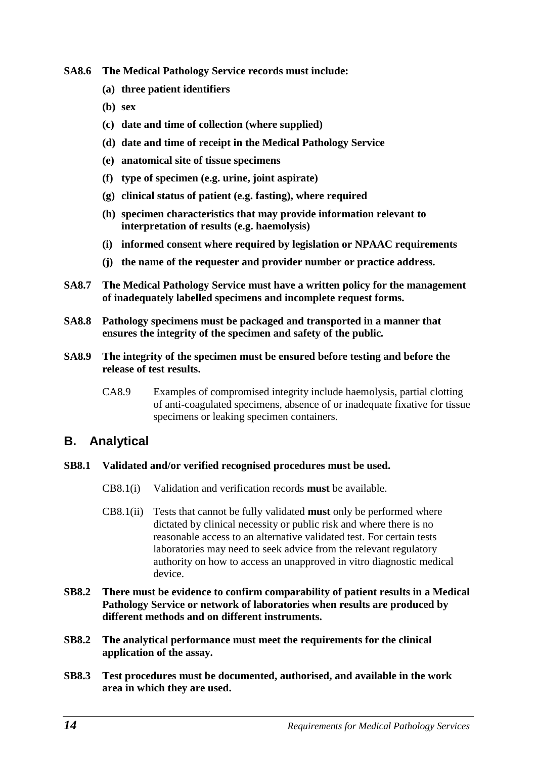**SA8.6 The Medical Pathology Service records must include:**

- **(a) three patient identifiers**
- **(b) sex**
- **(c) date and time of collection (where supplied)**
- **(d) date and time of receipt in the Medical Pathology Service**
- **(e) anatomical site of tissue specimens**
- **(f) type of specimen (e.g. urine, joint aspirate)**
- **(g) clinical status of patient (e.g. fasting), where required**
- **(h) specimen characteristics that may provide information relevant to interpretation of results (e.g. haemolysis)**
- **(i) informed consent where required by legislation or NPAAC requirements**
- **(j) the name of the requester and provider number or practice address.**

**SA8.7 The Medical Pathology Service must have a written policy for the management of inadequately labelled specimens and incomplete request forms.**

**SA8.8 Pathology specimens must be packaged and transported in a manner that ensures the integrity of the specimen and safety of the public.**

**SA8.9 The integrity of the specimen must be ensured before testing and before the release of test results.**

CA8.9 Examples of compromised integrity include haemolysis, partial clotting of anti-coagulated specimens, absence of or inadequate fixative for tissue specimens or leaking specimen containers.

## B. Analytical

**SB8.1 Validated and/or verified recognised procedures must be used.**

CB8.1(i) Validation and verification records **must** be available.

CB8.1(ii) Tests that cannot be fully validated **must** only be performed where dictated by clinical necessity or public risk and where there is no reasonable access to an alternative validated test. For certain tests laboratories may need to seek advice from the relevant regulatory authority on how to access an unapproved in vitro diagnostic medical device.

**SB8.2 There must be evidence to confirm comparability of patient results in a Medical Pathology Service or network of laboratories when results are produced by different methods and on different instruments.**

**SB8.2 The analytical performance must meet the requirements for the clinical application of the assay.**

**SB8.3 Test procedures must be documented, authorised, and available in the work area in which they are used.**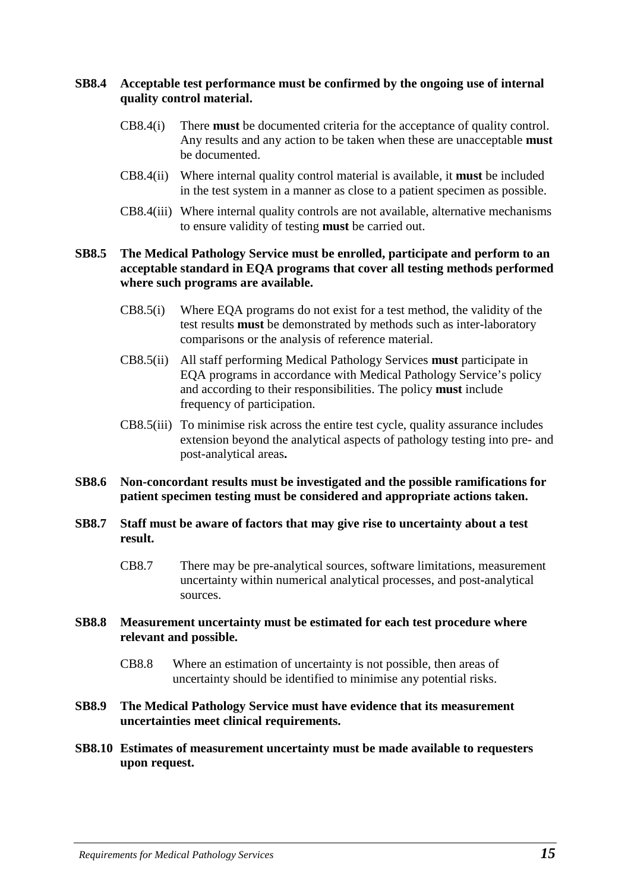**SB8.4 Acceptable test performance must be confirmed by the ongoing use of internal quality control material.**

> CB8.4(i) There **must** be documented criteria for the acceptance of quality control. Any results and any action to be taken when these are unacceptable **must** be documented.
>
> CB8.4(ii) Where internal quality control material is available, it **must** be included in the test system in a manner as close to a patient specimen as possible.
>
> CB8.4(iii) Where internal quality controls are not available, alternative mechanisms to ensure validity of testing **must** be carried out.

**SB8.5 The Medical Pathology Service must be enrolled, participate and perform to an acceptable standard in EQA programs that cover all testing methods performed where such programs are available.**

> CB8.5(i) Where EQA programs do not exist for a test method, the validity of the test results **must** be demonstrated by methods such as inter-laboratory comparisons or the analysis of reference material.
>
> CB8.5(ii) All staff performing Medical Pathology Services **must** participate in EQA programs in accordance with Medical Pathology Service's policy and according to their responsibilities. The policy **must** include frequency of participation.
>
> CB8.5(iii) To minimise risk across the entire test cycle, quality assurance includes extension beyond the analytical aspects of pathology testing into pre- and post-analytical areas**.**

**SB8.6 Non-concordant results must be investigated and the possible ramifications for patient specimen testing must be considered and appropriate actions taken.**

**SB8.7 Staff must be aware of factors that may give rise to uncertainty about a test result.**

> CB8.7 There may be pre-analytical sources, software limitations, measurement uncertainty within numerical analytical processes, and post-analytical sources.

**SB8.8 Measurement uncertainty must be estimated for each test procedure where relevant and possible.**

> CB8.8 Where an estimation of uncertainty is not possible, then areas of uncertainty should be identified to minimise any potential risks.

**SB8.9 The Medical Pathology Service must have evidence that its measurement uncertainties meet clinical requirements.**

**SB8.10 Estimates of measurement uncertainty must be made available to requesters upon request.**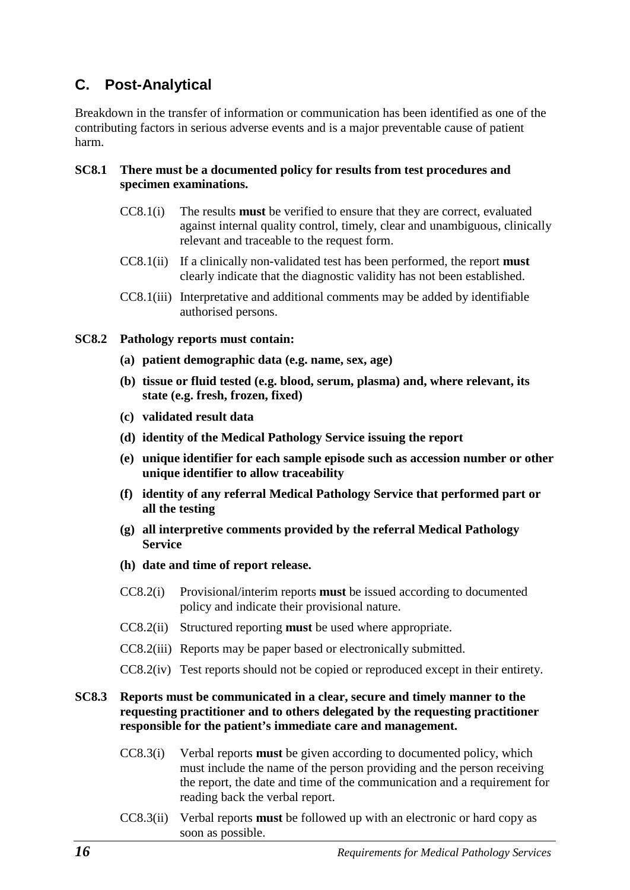## C. Post-Analytical

Breakdown in the transfer of information or communication has been identified as one of the contributing factors in serious adverse events and is a major preventable cause of patient harm.

**SC8.1 There must be a documented policy for results from test procedures and specimen examinations.**

CC8.1(i) The results **must** be verified to ensure that they are correct, evaluated against internal quality control, timely, clear and unambiguous, clinically relevant and traceable to the request form.

CC8.1(ii) If a clinically non-validated test has been performed, the report **must** clearly indicate that the diagnostic validity has not been established.

CC8.1(iii) Interpretative and additional comments may be added by identifiable authorised persons.

**SC8.2 Pathology reports must contain:**

**(a) patient demographic data (e.g. name, sex, age)**

**(b) tissue or fluid tested (e.g. blood, serum, plasma) and, where relevant, its state (e.g. fresh, frozen, fixed)**

**(c) validated result data**

**(d) identity of the Medical Pathology Service issuing the report**

**(e) unique identifier for each sample episode such as accession number or other unique identifier to allow traceability**

**(f) identity of any referral Medical Pathology Service that performed part or all the testing**

**(g) all interpretive comments provided by the referral Medical Pathology Service**

**(h) date and time of report release.**

CC8.2(i) Provisional/interim reports **must** be issued according to documented policy and indicate their provisional nature.

CC8.2(ii) Structured reporting **must** be used where appropriate.

CC8.2(iii) Reports may be paper based or electronically submitted.

CC8.2(iv) Test reports should not be copied or reproduced except in their entirety.

**SC8.3 Reports must be communicated in a clear, secure and timely manner to the requesting practitioner and to others delegated by the requesting practitioner responsible for the patient's immediate care and management.**

CC8.3(i) Verbal reports **must** be given according to documented policy, which must include the name of the person providing and the person receiving the report, the date and time of the communication and a requirement for reading back the verbal report.

CC8.3(ii) Verbal reports **must** be followed up with an electronic or hard copy as soon as possible.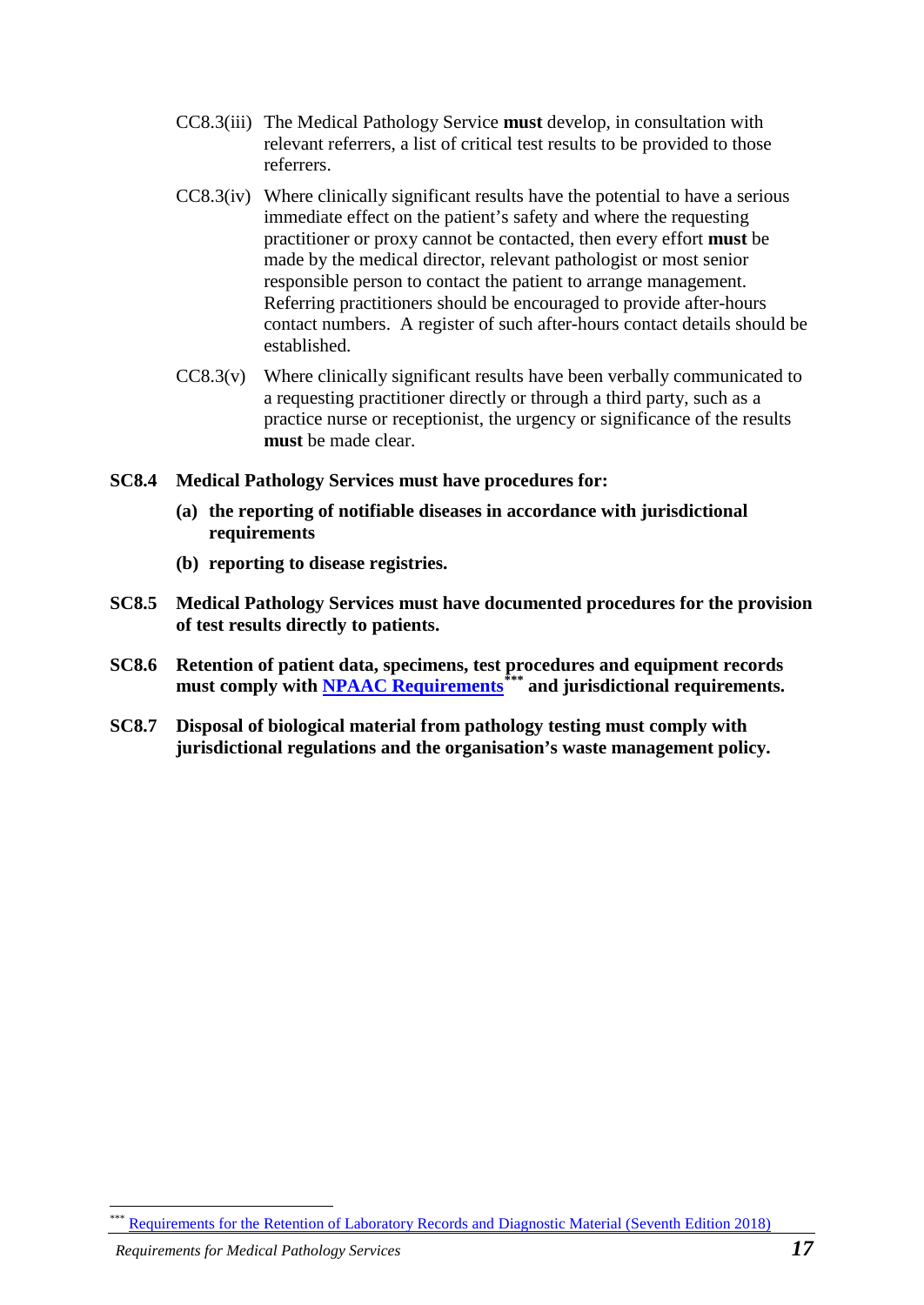CC8.3(iii) The Medical Pathology Service **must** develop, in consultation with relevant referrers, a list of critical test results to be provided to those referrers.

CC8.3(iv) Where clinically significant results have the potential to have a serious immediate effect on the patient's safety and where the requesting practitioner or proxy cannot be contacted, then every effort **must** be made by the medical director, relevant pathologist or most senior responsible person to contact the patient to arrange management. Referring practitioners should be encouraged to provide after-hours contact numbers. A register of such after-hours contact details should be established.

CC8.3(v) Where clinically significant results have been verbally communicated to a requesting practitioner directly or through a third party, such as a practice nurse or receptionist, the urgency or significance of the results **must** be made clear.

**SC8.4 Medical Pathology Services must have procedures for:**

**(a) the reporting of notifiable diseases in accordance with jurisdictional requirements**

**(b) reporting to disease registries.**

**SC8.5 Medical Pathology Services must have documented procedures for the provision of test results directly to patients.**

**SC8.6 Retention of patient data, specimens, test procedures and equipment records must comply with NPAAC Requirements[***] and jurisdictional requirements.**

**SC8.7 Disposal of biological material from pathology testing must comply with jurisdictional regulations and the organisation's waste management policy.**

---

[***] Requirements for the Retention of Laboratory Records and Diagnostic Material (Seventh Edition 2018)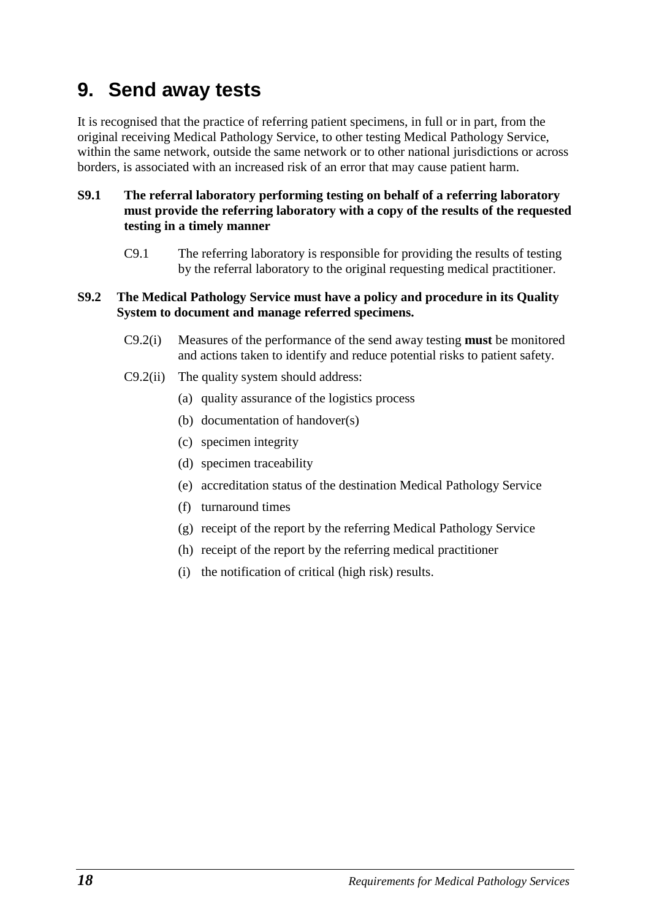# 9. Send away tests

It is recognised that the practice of referring patient specimens, in full or in part, from the original receiving Medical Pathology Service, to other testing Medical Pathology Service, within the same network, outside the same network or to other national jurisdictions or across borders, is associated with an increased risk of an error that may cause patient harm.

**S9.1 The referral laboratory performing testing on behalf of a referring laboratory must provide the referring laboratory with a copy of the results of the requested testing in a timely manner**

C9.1 The referring laboratory is responsible for providing the results of testing by the referral laboratory to the original requesting medical practitioner.

**S9.2 The Medical Pathology Service must have a policy and procedure in its Quality System to document and manage referred specimens.**

C9.2(i) Measures of the performance of the send away testing **must** be monitored and actions taken to identify and reduce potential risks to patient safety.

C9.2(ii) The quality system should address:

(a) quality assurance of the logistics process

(b) documentation of handover(s)

(c) specimen integrity

(d) specimen traceability

(e) accreditation status of the destination Medical Pathology Service

(f) turnaround times

(g) receipt of the report by the referring Medical Pathology Service

(h) receipt of the report by the referring medical practitioner

(i) the notification of critical (high risk) results.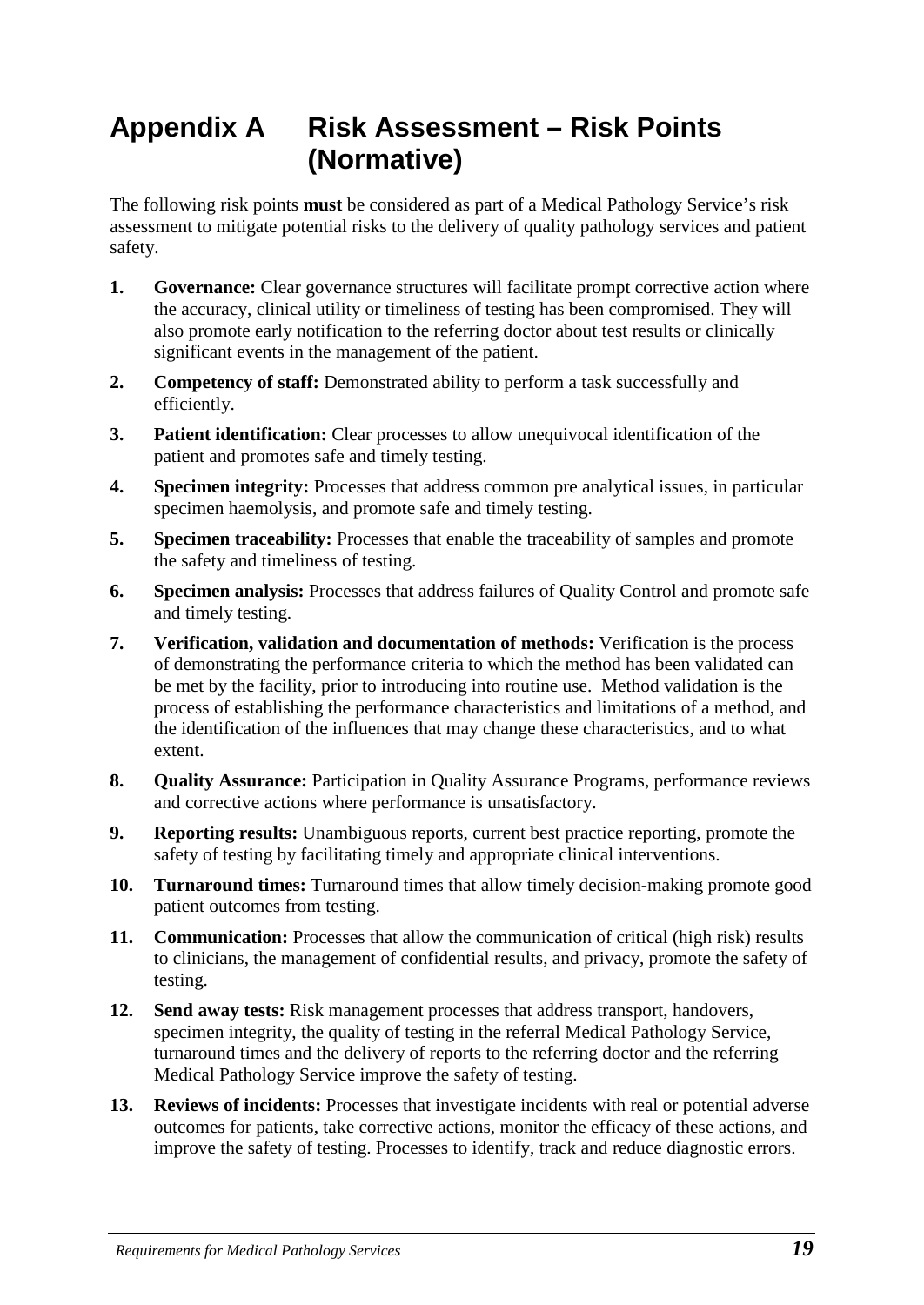# Appendix A Risk Assessment – Risk Points (Normative)

The following risk points **must** be considered as part of a Medical Pathology Service's risk assessment to mitigate potential risks to the delivery of quality pathology services and patient safety.

1. **Governance:** Clear governance structures will facilitate prompt corrective action where the accuracy, clinical utility or timeliness of testing has been compromised. They will also promote early notification to the referring doctor about test results or clinically significant events in the management of the patient.
2. **Competency of staff:** Demonstrated ability to perform a task successfully and efficiently.
3. **Patient identification:** Clear processes to allow unequivocal identification of the patient and promotes safe and timely testing.
4. **Specimen integrity:** Processes that address common pre analytical issues, in particular specimen haemolysis, and promote safe and timely testing.
5. **Specimen traceability:** Processes that enable the traceability of samples and promote the safety and timeliness of testing.
6. **Specimen analysis:** Processes that address failures of Quality Control and promote safe and timely testing.
7. **Verification, validation and documentation of methods:** Verification is the process of demonstrating the performance criteria to which the method has been validated can be met by the facility, prior to introducing into routine use. Method validation is the process of establishing the performance characteristics and limitations of a method, and the identification of the influences that may change these characteristics, and to what extent.
8. **Quality Assurance:** Participation in Quality Assurance Programs, performance reviews and corrective actions where performance is unsatisfactory.
9. **Reporting results:** Unambiguous reports, current best practice reporting, promote the safety of testing by facilitating timely and appropriate clinical interventions.
10. **Turnaround times:** Turnaround times that allow timely decision-making promote good patient outcomes from testing.
11. **Communication:** Processes that allow the communication of critical (high risk) results to clinicians, the management of confidential results, and privacy, promote the safety of testing.
12. **Send away tests:** Risk management processes that address transport, handovers, specimen integrity, the quality of testing in the referral Medical Pathology Service, turnaround times and the delivery of reports to the referring doctor and the referring Medical Pathology Service improve the safety of testing.
13. **Reviews of incidents:** Processes that investigate incidents with real or potential adverse outcomes for patients, take corrective actions, monitor the efficacy of these actions, and improve the safety of testing. Processes to identify, track and reduce diagnostic errors.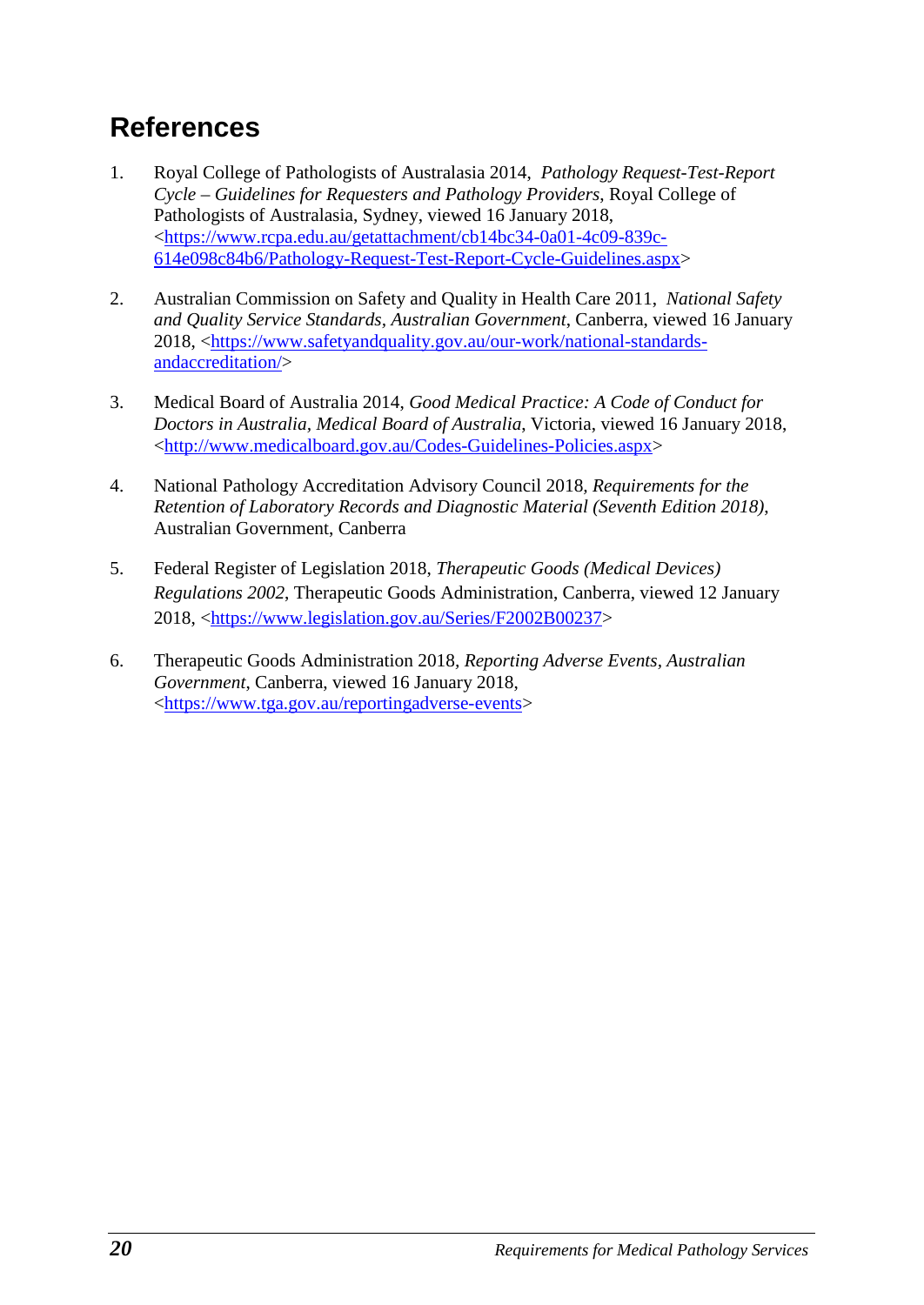# References

1. Royal College of Pathologists of Australasia 2014, *Pathology Request-Test-Report Cycle – Guidelines for Requesters and Pathology Providers*, Royal College of Pathologists of Australasia, Sydney, viewed 16 January 2018, <https://www.rcpa.edu.au/getattachment/cb14bc34-0a01-4c09-839c-614e098c84b6/Pathology-Request-Test-Report-Cycle-Guidelines.aspx>

2. Australian Commission on Safety and Quality in Health Care 2011, *National Safety and Quality Service Standards, Australian Government*, Canberra, viewed 16 January 2018, <https://www.safetyandquality.gov.au/our-work/national-standards-andaccreditation/>

3. Medical Board of Australia 2014, *Good Medical Practice: A Code of Conduct for Doctors in Australia, Medical Board of Australia*, Victoria, viewed 16 January 2018, <http://www.medicalboard.gov.au/Codes-Guidelines-Policies.aspx>

4. National Pathology Accreditation Advisory Council 2018, *Requirements for the Retention of Laboratory Records and Diagnostic Material (Seventh Edition 2018)*, Australian Government, Canberra

5. Federal Register of Legislation 2018, *Therapeutic Goods (Medical Devices) Regulations 2002*, Therapeutic Goods Administration, Canberra, viewed 12 January 2018, <https://www.legislation.gov.au/Series/F2002B00237>

6. Therapeutic Goods Administration 2018, *Reporting Adverse Events*, *Australian Government*, Canberra, viewed 16 January 2018, <https://www.tga.gov.au/reportingadverse-events>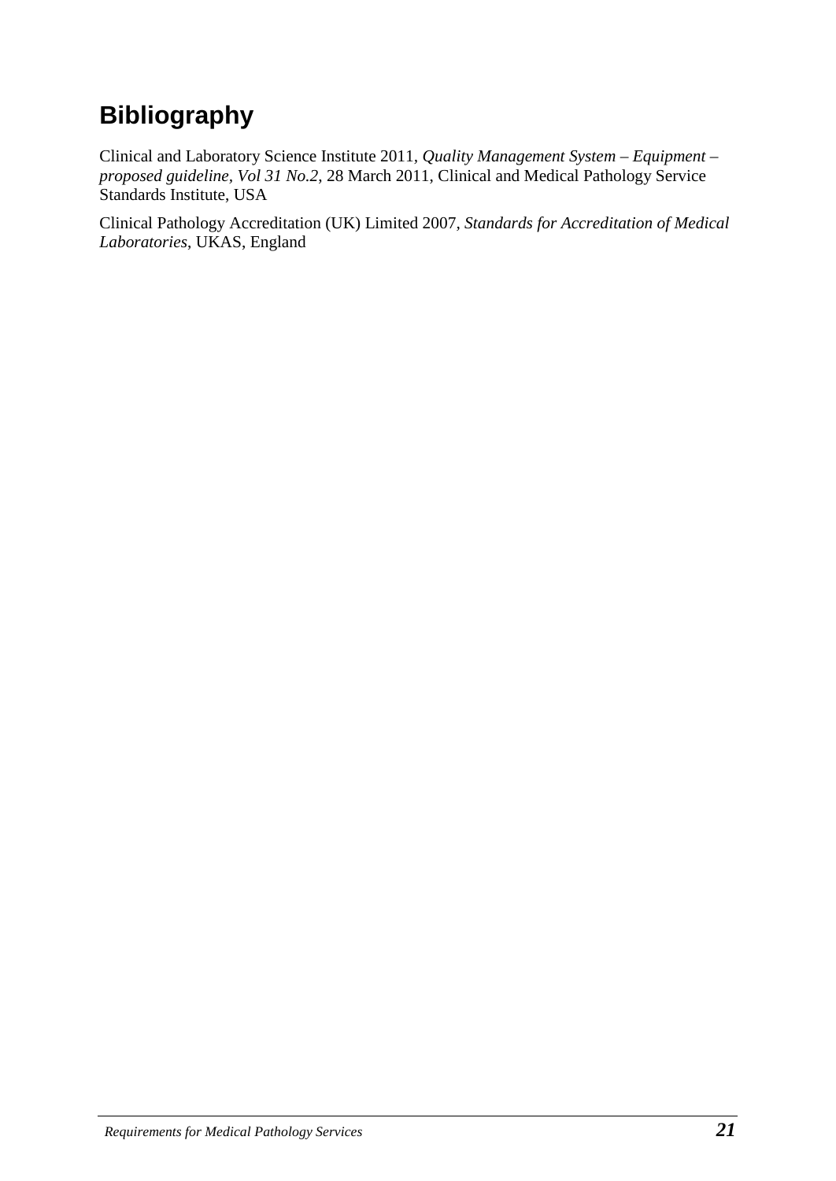# Bibliography

Clinical and Laboratory Science Institute 2011, *Quality Management System – Equipment – proposed guideline, Vol 31 No.2*, 28 March 2011, Clinical and Medical Pathology Service Standards Institute, USA

Clinical Pathology Accreditation (UK) Limited 2007, *Standards for Accreditation of Medical Laboratories*, UKAS, England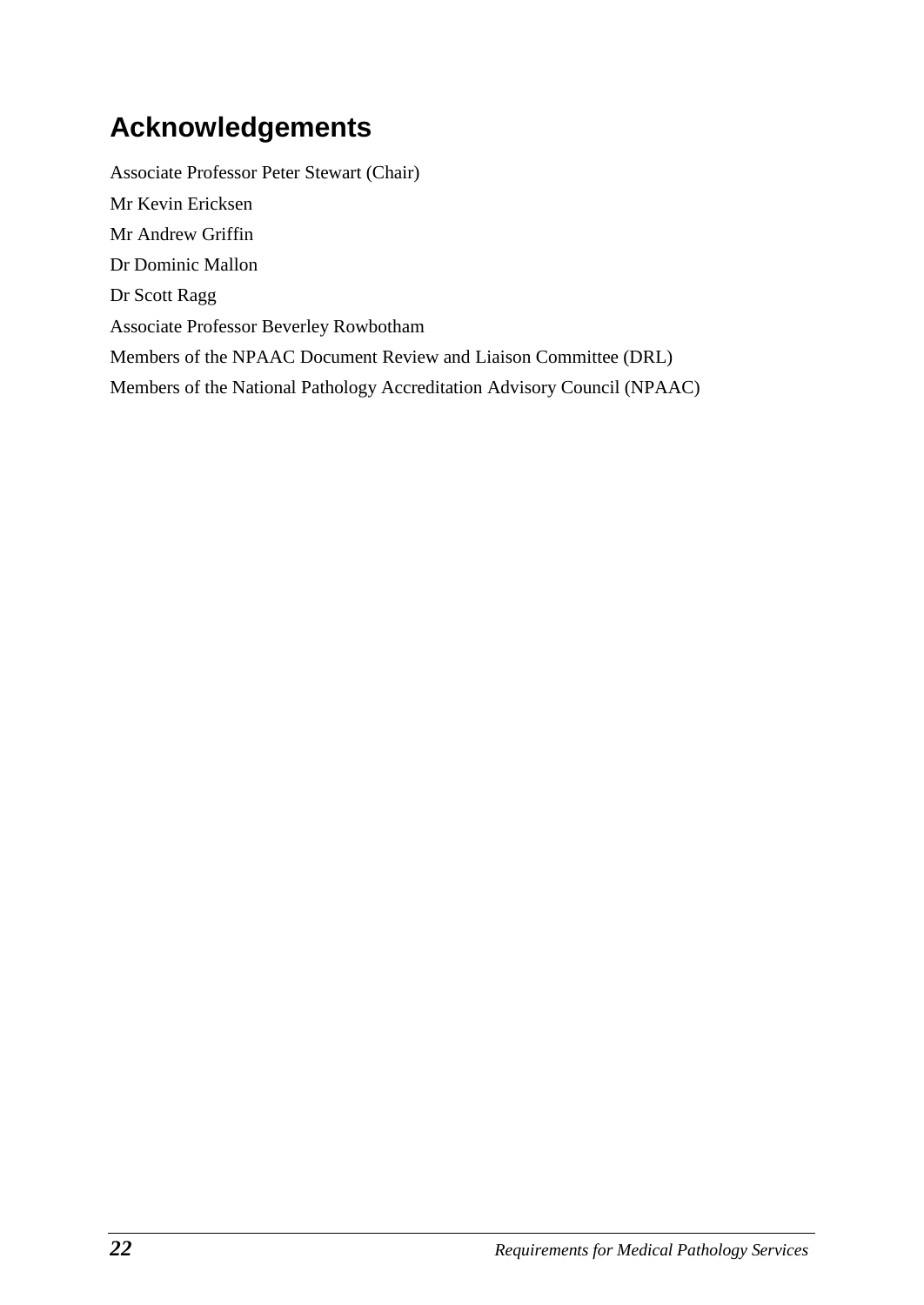# Acknowledgements

Associate Professor Peter Stewart (Chair)

Mr Kevin Ericksen

Mr Andrew Griffin

Dr Dominic Mallon

Dr Scott Ragg

Associate Professor Beverley Rowbotham

Members of the NPAAC Document Review and Liaison Committee (DRL)

Members of the National Pathology Accreditation Advisory Council (NPAAC)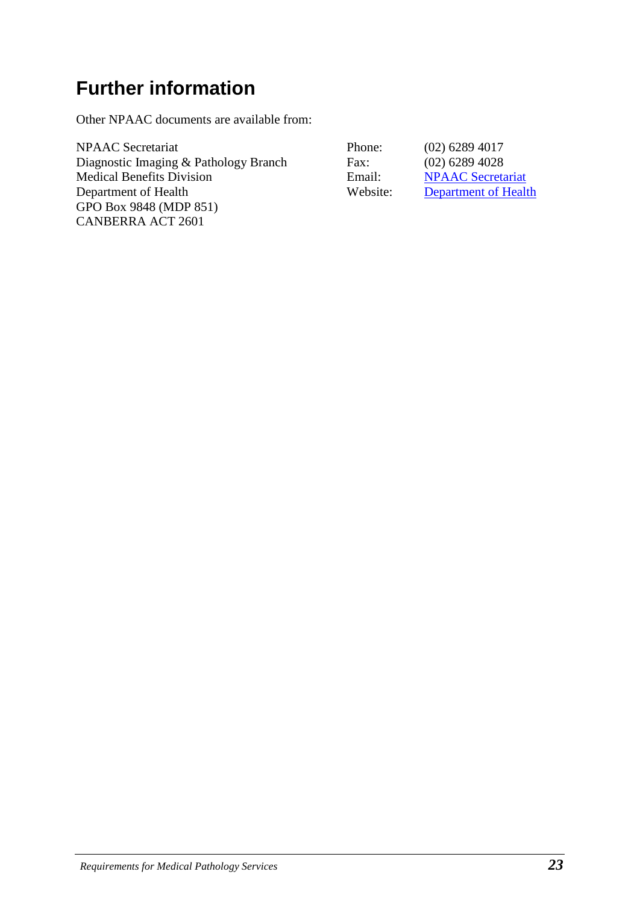# Further information

Other NPAAC documents are available from:

NPAAC Secretariat
Diagnostic Imaging & Pathology Branch
Medical Benefits Division
Department of Health
GPO Box 9848 (MDP 851)
CANBERRA ACT 2601

| | |
|---|---|
| Phone: | (02) 6289 4017 |
| Fax: | (02) 6289 4028 |
| Email: | NPAAC Secretariat |
| Website: | Department of Health |